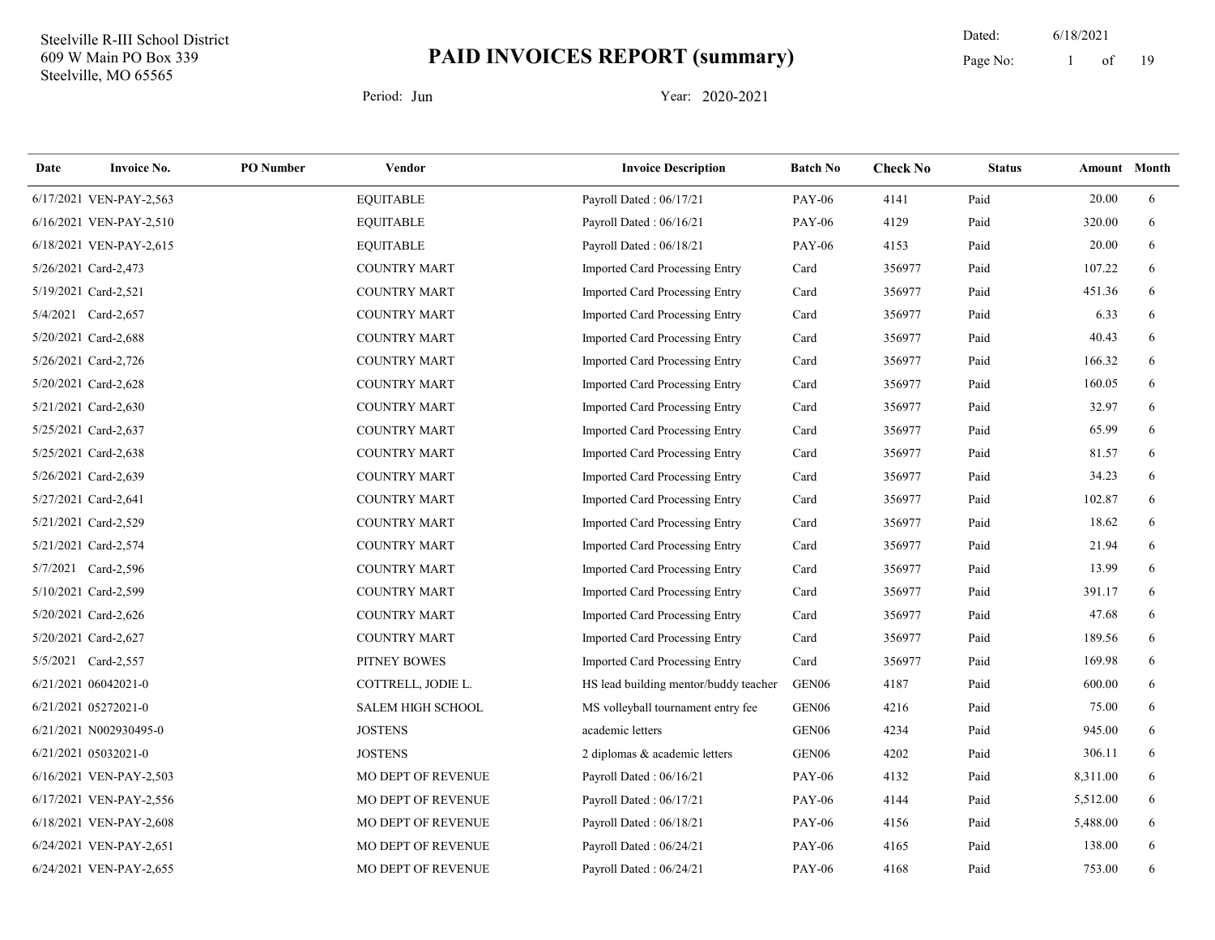Steelville R-III School District
609 W Main PO Box 339
Steelville, MO 65565

# PAID INVOICES REPORT (summary)

Dated: 6/18/2021

Period: Jun　　　Year: 2020-2021

| Date | Invoice No. | PO Number | Vendor | Invoice Description | Batch No | Check No | Status | Amount | Month |
|---|---|---|---|---|---|---|---|---|---|
| 6/17/2021 | VEN-PAY-2,563 | | EQUITABLE | Payroll Dated : 06/17/21 | PAY-06 | 4141 | Paid | 20.00 | 6 |
| 6/16/2021 | VEN-PAY-2,510 | | EQUITABLE | Payroll Dated : 06/16/21 | PAY-06 | 4129 | Paid | 320.00 | 6 |
| 6/18/2021 | VEN-PAY-2,615 | | EQUITABLE | Payroll Dated : 06/18/21 | PAY-06 | 4153 | Paid | 20.00 | 6 |
| 5/26/2021 | Card-2,473 | | COUNTRY MART | Imported Card Processing Entry | Card | 356977 | Paid | 107.22 | 6 |
| 5/19/2021 | Card-2,521 | | COUNTRY MART | Imported Card Processing Entry | Card | 356977 | Paid | 451.36 | 6 |
| 5/4/2021 | Card-2,657 | | COUNTRY MART | Imported Card Processing Entry | Card | 356977 | Paid | 6.33 | 6 |
| 5/20/2021 | Card-2,688 | | COUNTRY MART | Imported Card Processing Entry | Card | 356977 | Paid | 40.43 | 6 |
| 5/26/2021 | Card-2,726 | | COUNTRY MART | Imported Card Processing Entry | Card | 356977 | Paid | 166.32 | 6 |
| 5/20/2021 | Card-2,628 | | COUNTRY MART | Imported Card Processing Entry | Card | 356977 | Paid | 160.05 | 6 |
| 5/21/2021 | Card-2,630 | | COUNTRY MART | Imported Card Processing Entry | Card | 356977 | Paid | 32.97 | 6 |
| 5/25/2021 | Card-2,637 | | COUNTRY MART | Imported Card Processing Entry | Card | 356977 | Paid | 65.99 | 6 |
| 5/25/2021 | Card-2,638 | | COUNTRY MART | Imported Card Processing Entry | Card | 356977 | Paid | 81.57 | 6 |
| 5/26/2021 | Card-2,639 | | COUNTRY MART | Imported Card Processing Entry | Card | 356977 | Paid | 34.23 | 6 |
| 5/27/2021 | Card-2,641 | | COUNTRY MART | Imported Card Processing Entry | Card | 356977 | Paid | 102.87 | 6 |
| 5/21/2021 | Card-2,529 | | COUNTRY MART | Imported Card Processing Entry | Card | 356977 | Paid | 18.62 | 6 |
| 5/21/2021 | Card-2,574 | | COUNTRY MART | Imported Card Processing Entry | Card | 356977 | Paid | 21.94 | 6 |
| 5/7/2021 | Card-2,596 | | COUNTRY MART | Imported Card Processing Entry | Card | 356977 | Paid | 13.99 | 6 |
| 5/10/2021 | Card-2,599 | | COUNTRY MART | Imported Card Processing Entry | Card | 356977 | Paid | 391.17 | 6 |
| 5/20/2021 | Card-2,626 | | COUNTRY MART | Imported Card Processing Entry | Card | 356977 | Paid | 47.68 | 6 |
| 5/20/2021 | Card-2,627 | | COUNTRY MART | Imported Card Processing Entry | Card | 356977 | Paid | 189.56 | 6 |
| 5/5/2021 | Card-2,557 | | PITNEY BOWES | Imported Card Processing Entry | Card | 356977 | Paid | 169.98 | 6 |
| 6/21/2021 | 06042021-0 | | COTTRELL, JODIE L. | HS lead building mentor/buddy teacher | GEN06 | 4187 | Paid | 600.00 | 6 |
| 6/21/2021 | 05272021-0 | | SALEM HIGH SCHOOL | MS volleyball tournament entry fee | GEN06 | 4216 | Paid | 75.00 | 6 |
| 6/21/2021 | N002930495-0 | | JOSTENS | academic letters | GEN06 | 4234 | Paid | 945.00 | 6 |
| 6/21/2021 | 05032021-0 | | JOSTENS | 2 diplomas & academic letters | GEN06 | 4202 | Paid | 306.11 | 6 |
| 6/16/2021 | VEN-PAY-2,503 | | MO DEPT OF REVENUE | Payroll Dated : 06/16/21 | PAY-06 | 4132 | Paid | 8,311.00 | 6 |
| 6/17/2021 | VEN-PAY-2,556 | | MO DEPT OF REVENUE | Payroll Dated : 06/17/21 | PAY-06 | 4144 | Paid | 5,512.00 | 6 |
| 6/18/2021 | VEN-PAY-2,608 | | MO DEPT OF REVENUE | Payroll Dated : 06/18/21 | PAY-06 | 4156 | Paid | 5,488.00 | 6 |
| 6/24/2021 | VEN-PAY-2,651 | | MO DEPT OF REVENUE | Payroll Dated : 06/24/21 | PAY-06 | 4165 | Paid | 138.00 | 6 |
| 6/24/2021 | VEN-PAY-2,655 | | MO DEPT OF REVENUE | Payroll Dated : 06/24/21 | PAY-06 | 4168 | Paid | 753.00 | 6 |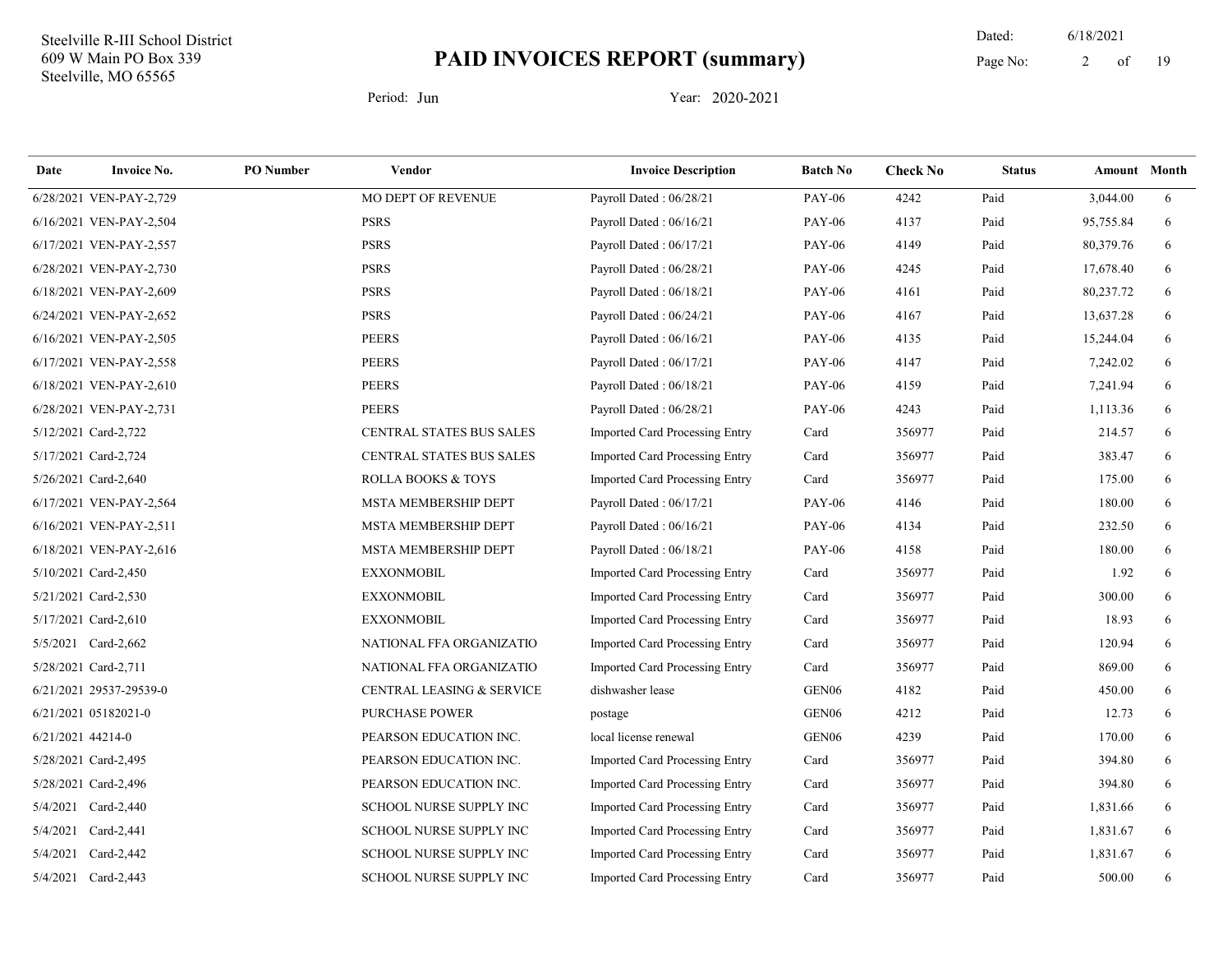| Date | Invoice No. | PO Number | Vendor | Invoice Description | Batch No | Check No | Status | Amount | Month |
|---|---|---|---|---|---|---|---|---|---|
| 6/28/2021 | VEN-PAY-2,729 | | MO DEPT OF REVENUE | Payroll Dated : 06/28/21 | PAY-06 | 4242 | Paid | 3,044.00 | 6 |
| 6/16/2021 | VEN-PAY-2,504 | | PSRS | Payroll Dated : 06/16/21 | PAY-06 | 4137 | Paid | 95,755.84 | 6 |
| 6/17/2021 | VEN-PAY-2,557 | | PSRS | Payroll Dated : 06/17/21 | PAY-06 | 4149 | Paid | 80,379.76 | 6 |
| 6/28/2021 | VEN-PAY-2,730 | | PSRS | Payroll Dated : 06/28/21 | PAY-06 | 4245 | Paid | 17,678.40 | 6 |
| 6/18/2021 | VEN-PAY-2,609 | | PSRS | Payroll Dated : 06/18/21 | PAY-06 | 4161 | Paid | 80,237.72 | 6 |
| 6/24/2021 | VEN-PAY-2,652 | | PSRS | Payroll Dated : 06/24/21 | PAY-06 | 4167 | Paid | 13,637.28 | 6 |
| 6/16/2021 | VEN-PAY-2,505 | | PEERS | Payroll Dated : 06/16/21 | PAY-06 | 4135 | Paid | 15,244.04 | 6 |
| 6/17/2021 | VEN-PAY-2,558 | | PEERS | Payroll Dated : 06/17/21 | PAY-06 | 4147 | Paid | 7,242.02 | 6 |
| 6/18/2021 | VEN-PAY-2,610 | | PEERS | Payroll Dated : 06/18/21 | PAY-06 | 4159 | Paid | 7,241.94 | 6 |
| 6/28/2021 | VEN-PAY-2,731 | | PEERS | Payroll Dated : 06/28/21 | PAY-06 | 4243 | Paid | 1,113.36 | 6 |
| 5/12/2021 | Card-2,722 | | CENTRAL STATES BUS SALES | Imported Card Processing Entry | Card | 356977 | Paid | 214.57 | 6 |
| 5/17/2021 | Card-2,724 | | CENTRAL STATES BUS SALES | Imported Card Processing Entry | Card | 356977 | Paid | 383.47 | 6 |
| 5/26/2021 | Card-2,640 | | ROLLA BOOKS & TOYS | Imported Card Processing Entry | Card | 356977 | Paid | 175.00 | 6 |
| 6/17/2021 | VEN-PAY-2,564 | | MSTA MEMBERSHIP DEPT | Payroll Dated : 06/17/21 | PAY-06 | 4146 | Paid | 180.00 | 6 |
| 6/16/2021 | VEN-PAY-2,511 | | MSTA MEMBERSHIP DEPT | Payroll Dated : 06/16/21 | PAY-06 | 4134 | Paid | 232.50 | 6 |
| 6/18/2021 | VEN-PAY-2,616 | | MSTA MEMBERSHIP DEPT | Payroll Dated : 06/18/21 | PAY-06 | 4158 | Paid | 180.00 | 6 |
| 5/10/2021 | Card-2,450 | | EXXONMOBIL | Imported Card Processing Entry | Card | 356977 | Paid | 1.92 | 6 |
| 5/21/2021 | Card-2,530 | | EXXONMOBIL | Imported Card Processing Entry | Card | 356977 | Paid | 300.00 | 6 |
| 5/17/2021 | Card-2,610 | | EXXONMOBIL | Imported Card Processing Entry | Card | 356977 | Paid | 18.93 | 6 |
| 5/5/2021 | Card-2,662 | | NATIONAL FFA ORGANIZATIO | Imported Card Processing Entry | Card | 356977 | Paid | 120.94 | 6 |
| 5/28/2021 | Card-2,711 | | NATIONAL FFA ORGANIZATIO | Imported Card Processing Entry | Card | 356977 | Paid | 869.00 | 6 |
| 6/21/2021 | 29537-29539-0 | | CENTRAL LEASING & SERVICE | dishwasher lease | GEN06 | 4182 | Paid | 450.00 | 6 |
| 6/21/2021 | 05182021-0 | | PURCHASE POWER | postage | GEN06 | 4212 | Paid | 12.73 | 6 |
| 6/21/2021 | 44214-0 | | PEARSON EDUCATION INC. | local license renewal | GEN06 | 4239 | Paid | 170.00 | 6 |
| 5/28/2021 | Card-2,495 | | PEARSON EDUCATION INC. | Imported Card Processing Entry | Card | 356977 | Paid | 394.80 | 6 |
| 5/28/2021 | Card-2,496 | | PEARSON EDUCATION INC. | Imported Card Processing Entry | Card | 356977 | Paid | 394.80 | 6 |
| 5/4/2021 | Card-2,440 | | SCHOOL NURSE SUPPLY INC | Imported Card Processing Entry | Card | 356977 | Paid | 1,831.66 | 6 |
| 5/4/2021 | Card-2,441 | | SCHOOL NURSE SUPPLY INC | Imported Card Processing Entry | Card | 356977 | Paid | 1,831.67 | 6 |
| 5/4/2021 | Card-2,442 | | SCHOOL NURSE SUPPLY INC | Imported Card Processing Entry | Card | 356977 | Paid | 1,831.67 | 6 |
| 5/4/2021 | Card-2,443 | | SCHOOL NURSE SUPPLY INC | Imported Card Processing Entry | Card | 356977 | Paid | 500.00 | 6 |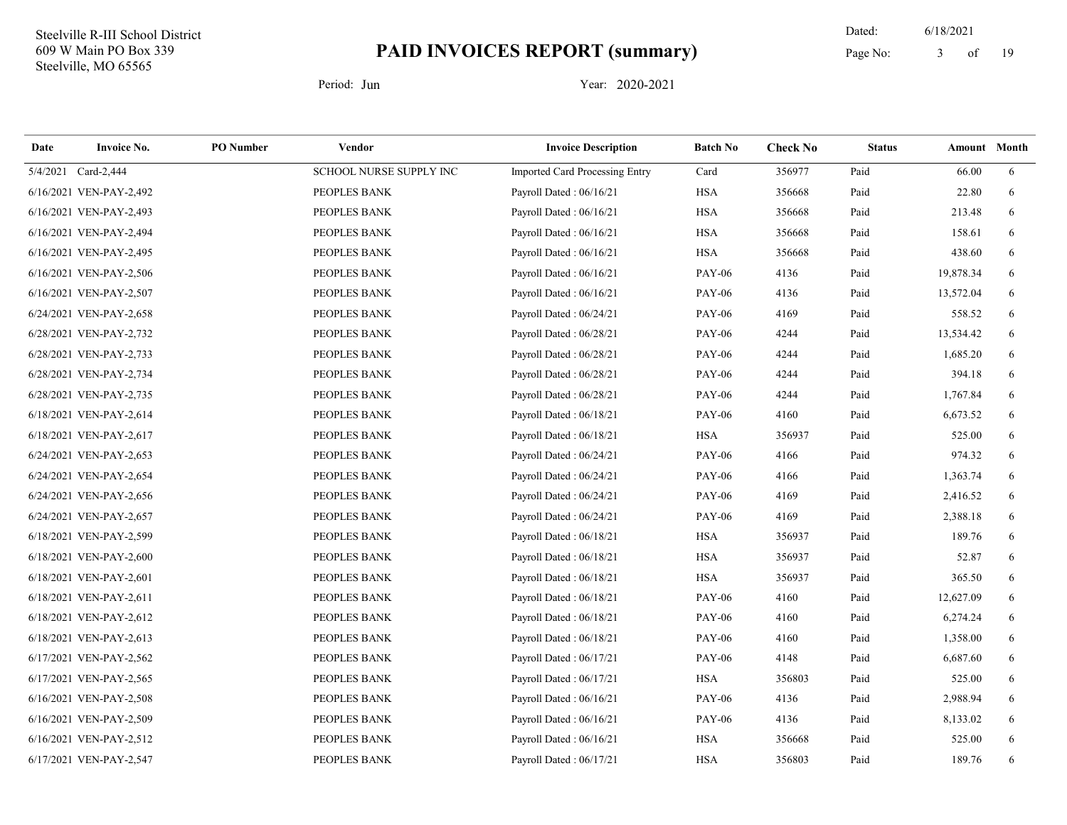Steelville R-III School District
609 W Main PO Box 339
Steelville, MO 65565

# PAID INVOICES REPORT (summary)

Dated: 6/18/2021

Period: Jun    Year: 2020-2021

| Date | Invoice No. | PO Number | Vendor | Invoice Description | Batch No | Check No | Status | Amount | Month |
|---|---|---|---|---|---|---|---|---|---|
| 5/4/2021 | Card-2,444 | | SCHOOL NURSE SUPPLY INC | Imported Card Processing Entry | Card | 356977 | Paid | 66.00 | 6 |
| 6/16/2021 | VEN-PAY-2,492 | | PEOPLES BANK | Payroll Dated : 06/16/21 | HSA | 356668 | Paid | 22.80 | 6 |
| 6/16/2021 | VEN-PAY-2,493 | | PEOPLES BANK | Payroll Dated : 06/16/21 | HSA | 356668 | Paid | 213.48 | 6 |
| 6/16/2021 | VEN-PAY-2,494 | | PEOPLES BANK | Payroll Dated : 06/16/21 | HSA | 356668 | Paid | 158.61 | 6 |
| 6/16/2021 | VEN-PAY-2,495 | | PEOPLES BANK | Payroll Dated : 06/16/21 | HSA | 356668 | Paid | 438.60 | 6 |
| 6/16/2021 | VEN-PAY-2,506 | | PEOPLES BANK | Payroll Dated : 06/16/21 | PAY-06 | 4136 | Paid | 19,878.34 | 6 |
| 6/16/2021 | VEN-PAY-2,507 | | PEOPLES BANK | Payroll Dated : 06/16/21 | PAY-06 | 4136 | Paid | 13,572.04 | 6 |
| 6/24/2021 | VEN-PAY-2,658 | | PEOPLES BANK | Payroll Dated : 06/24/21 | PAY-06 | 4169 | Paid | 558.52 | 6 |
| 6/28/2021 | VEN-PAY-2,732 | | PEOPLES BANK | Payroll Dated : 06/28/21 | PAY-06 | 4244 | Paid | 13,534.42 | 6 |
| 6/28/2021 | VEN-PAY-2,733 | | PEOPLES BANK | Payroll Dated : 06/28/21 | PAY-06 | 4244 | Paid | 1,685.20 | 6 |
| 6/28/2021 | VEN-PAY-2,734 | | PEOPLES BANK | Payroll Dated : 06/28/21 | PAY-06 | 4244 | Paid | 394.18 | 6 |
| 6/28/2021 | VEN-PAY-2,735 | | PEOPLES BANK | Payroll Dated : 06/28/21 | PAY-06 | 4244 | Paid | 1,767.84 | 6 |
| 6/18/2021 | VEN-PAY-2,614 | | PEOPLES BANK | Payroll Dated : 06/18/21 | PAY-06 | 4160 | Paid | 6,673.52 | 6 |
| 6/18/2021 | VEN-PAY-2,617 | | PEOPLES BANK | Payroll Dated : 06/18/21 | HSA | 356937 | Paid | 525.00 | 6 |
| 6/24/2021 | VEN-PAY-2,653 | | PEOPLES BANK | Payroll Dated : 06/24/21 | PAY-06 | 4166 | Paid | 974.32 | 6 |
| 6/24/2021 | VEN-PAY-2,654 | | PEOPLES BANK | Payroll Dated : 06/24/21 | PAY-06 | 4166 | Paid | 1,363.74 | 6 |
| 6/24/2021 | VEN-PAY-2,656 | | PEOPLES BANK | Payroll Dated : 06/24/21 | PAY-06 | 4169 | Paid | 2,416.52 | 6 |
| 6/24/2021 | VEN-PAY-2,657 | | PEOPLES BANK | Payroll Dated : 06/24/21 | PAY-06 | 4169 | Paid | 2,388.18 | 6 |
| 6/18/2021 | VEN-PAY-2,599 | | PEOPLES BANK | Payroll Dated : 06/18/21 | HSA | 356937 | Paid | 189.76 | 6 |
| 6/18/2021 | VEN-PAY-2,600 | | PEOPLES BANK | Payroll Dated : 06/18/21 | HSA | 356937 | Paid | 52.87 | 6 |
| 6/18/2021 | VEN-PAY-2,601 | | PEOPLES BANK | Payroll Dated : 06/18/21 | HSA | 356937 | Paid | 365.50 | 6 |
| 6/18/2021 | VEN-PAY-2,611 | | PEOPLES BANK | Payroll Dated : 06/18/21 | PAY-06 | 4160 | Paid | 12,627.09 | 6 |
| 6/18/2021 | VEN-PAY-2,612 | | PEOPLES BANK | Payroll Dated : 06/18/21 | PAY-06 | 4160 | Paid | 6,274.24 | 6 |
| 6/18/2021 | VEN-PAY-2,613 | | PEOPLES BANK | Payroll Dated : 06/18/21 | PAY-06 | 4160 | Paid | 1,358.00 | 6 |
| 6/17/2021 | VEN-PAY-2,562 | | PEOPLES BANK | Payroll Dated : 06/17/21 | PAY-06 | 4148 | Paid | 6,687.60 | 6 |
| 6/17/2021 | VEN-PAY-2,565 | | PEOPLES BANK | Payroll Dated : 06/17/21 | HSA | 356803 | Paid | 525.00 | 6 |
| 6/16/2021 | VEN-PAY-2,508 | | PEOPLES BANK | Payroll Dated : 06/16/21 | PAY-06 | 4136 | Paid | 2,988.94 | 6 |
| 6/16/2021 | VEN-PAY-2,509 | | PEOPLES BANK | Payroll Dated : 06/16/21 | PAY-06 | 4136 | Paid | 8,133.02 | 6 |
| 6/16/2021 | VEN-PAY-2,512 | | PEOPLES BANK | Payroll Dated : 06/16/21 | HSA | 356668 | Paid | 525.00 | 6 |
| 6/17/2021 | VEN-PAY-2,547 | | PEOPLES BANK | Payroll Dated : 06/17/21 | HSA | 356803 | Paid | 189.76 | 6 |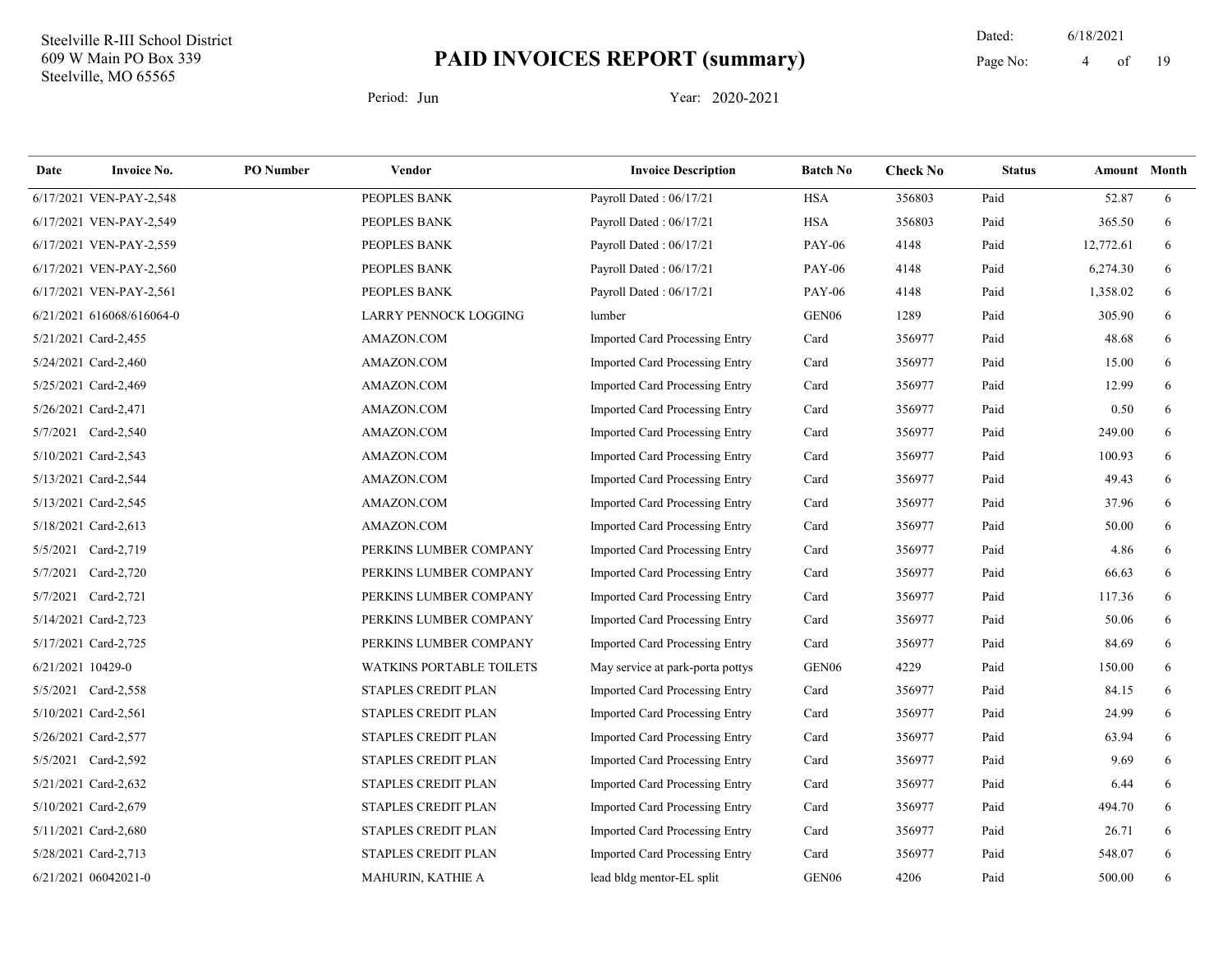Steelville R-III School District
609 W Main PO Box 339
Steelville, MO 65565

# PAID INVOICES REPORT (summary)

Dated: 6/18/2021

Period: Jun    Year: 2020-2021

| Date | Invoice No. | PO Number | Vendor | Invoice Description | Batch No | Check No | Status | Amount | Month |
|---|---|---|---|---|---|---|---|---|---|
| 6/17/2021 | VEN-PAY-2,548 | | PEOPLES BANK | Payroll Dated : 06/17/21 | HSA | 356803 | Paid | 52.87 | 6 |
| 6/17/2021 | VEN-PAY-2,549 | | PEOPLES BANK | Payroll Dated : 06/17/21 | HSA | 356803 | Paid | 365.50 | 6 |
| 6/17/2021 | VEN-PAY-2,559 | | PEOPLES BANK | Payroll Dated : 06/17/21 | PAY-06 | 4148 | Paid | 12,772.61 | 6 |
| 6/17/2021 | VEN-PAY-2,560 | | PEOPLES BANK | Payroll Dated : 06/17/21 | PAY-06 | 4148 | Paid | 6,274.30 | 6 |
| 6/17/2021 | VEN-PAY-2,561 | | PEOPLES BANK | Payroll Dated : 06/17/21 | PAY-06 | 4148 | Paid | 1,358.02 | 6 |
| 6/21/2021 | 616068/616064-0 | | LARRY PENNOCK LOGGING | lumber | GEN06 | 1289 | Paid | 305.90 | 6 |
| 5/21/2021 | Card-2,455 | | AMAZON.COM | Imported Card Processing Entry | Card | 356977 | Paid | 48.68 | 6 |
| 5/24/2021 | Card-2,460 | | AMAZON.COM | Imported Card Processing Entry | Card | 356977 | Paid | 15.00 | 6 |
| 5/25/2021 | Card-2,469 | | AMAZON.COM | Imported Card Processing Entry | Card | 356977 | Paid | 12.99 | 6 |
| 5/26/2021 | Card-2,471 | | AMAZON.COM | Imported Card Processing Entry | Card | 356977 | Paid | 0.50 | 6 |
| 5/7/2021 | Card-2,540 | | AMAZON.COM | Imported Card Processing Entry | Card | 356977 | Paid | 249.00 | 6 |
| 5/10/2021 | Card-2,543 | | AMAZON.COM | Imported Card Processing Entry | Card | 356977 | Paid | 100.93 | 6 |
| 5/13/2021 | Card-2,544 | | AMAZON.COM | Imported Card Processing Entry | Card | 356977 | Paid | 49.43 | 6 |
| 5/13/2021 | Card-2,545 | | AMAZON.COM | Imported Card Processing Entry | Card | 356977 | Paid | 37.96 | 6 |
| 5/18/2021 | Card-2,613 | | AMAZON.COM | Imported Card Processing Entry | Card | 356977 | Paid | 50.00 | 6 |
| 5/5/2021 | Card-2,719 | | PERKINS LUMBER COMPANY | Imported Card Processing Entry | Card | 356977 | Paid | 4.86 | 6 |
| 5/7/2021 | Card-2,720 | | PERKINS LUMBER COMPANY | Imported Card Processing Entry | Card | 356977 | Paid | 66.63 | 6 |
| 5/7/2021 | Card-2,721 | | PERKINS LUMBER COMPANY | Imported Card Processing Entry | Card | 356977 | Paid | 117.36 | 6 |
| 5/14/2021 | Card-2,723 | | PERKINS LUMBER COMPANY | Imported Card Processing Entry | Card | 356977 | Paid | 50.06 | 6 |
| 5/17/2021 | Card-2,725 | | PERKINS LUMBER COMPANY | Imported Card Processing Entry | Card | 356977 | Paid | 84.69 | 6 |
| 6/21/2021 | 10429-0 | | WATKINS PORTABLE TOILETS | May service at park-porta pottys | GEN06 | 4229 | Paid | 150.00 | 6 |
| 5/5/2021 | Card-2,558 | | STAPLES CREDIT PLAN | Imported Card Processing Entry | Card | 356977 | Paid | 84.15 | 6 |
| 5/10/2021 | Card-2,561 | | STAPLES CREDIT PLAN | Imported Card Processing Entry | Card | 356977 | Paid | 24.99 | 6 |
| 5/26/2021 | Card-2,577 | | STAPLES CREDIT PLAN | Imported Card Processing Entry | Card | 356977 | Paid | 63.94 | 6 |
| 5/5/2021 | Card-2,592 | | STAPLES CREDIT PLAN | Imported Card Processing Entry | Card | 356977 | Paid | 9.69 | 6 |
| 5/21/2021 | Card-2,632 | | STAPLES CREDIT PLAN | Imported Card Processing Entry | Card | 356977 | Paid | 6.44 | 6 |
| 5/10/2021 | Card-2,679 | | STAPLES CREDIT PLAN | Imported Card Processing Entry | Card | 356977 | Paid | 494.70 | 6 |
| 5/11/2021 | Card-2,680 | | STAPLES CREDIT PLAN | Imported Card Processing Entry | Card | 356977 | Paid | 26.71 | 6 |
| 5/28/2021 | Card-2,713 | | STAPLES CREDIT PLAN | Imported Card Processing Entry | Card | 356977 | Paid | 548.07 | 6 |
| 6/21/2021 | 06042021-0 | | MAHURIN, KATHIE A | lead bldg mentor-EL split | GEN06 | 4206 | Paid | 500.00 | 6 |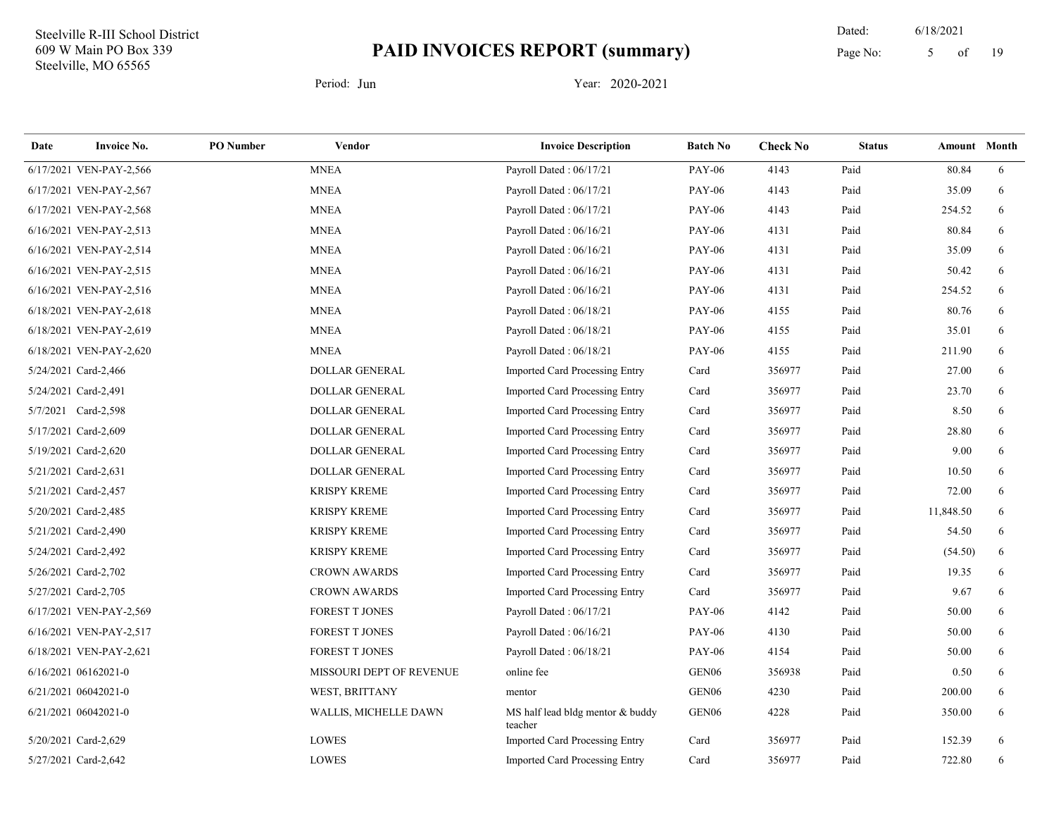Steelville R-III School District
609 W Main PO Box 339
Steelville, MO 65565

# PAID INVOICES REPORT (summary)

Dated: 6/18/2021

Period: Jun Year: 2020-2021

| Date | Invoice No. | PO Number | Vendor | Invoice Description | Batch No | Check No | Status | Amount | Month |
|---|---|---|---|---|---|---|---|---|---|
| 6/17/2021 | VEN-PAY-2,566 | | MNEA | Payroll Dated : 06/17/21 | PAY-06 | 4143 | Paid | 80.84 | 6 |
| 6/17/2021 | VEN-PAY-2,567 | | MNEA | Payroll Dated : 06/17/21 | PAY-06 | 4143 | Paid | 35.09 | 6 |
| 6/17/2021 | VEN-PAY-2,568 | | MNEA | Payroll Dated : 06/17/21 | PAY-06 | 4143 | Paid | 254.52 | 6 |
| 6/16/2021 | VEN-PAY-2,513 | | MNEA | Payroll Dated : 06/16/21 | PAY-06 | 4131 | Paid | 80.84 | 6 |
| 6/16/2021 | VEN-PAY-2,514 | | MNEA | Payroll Dated : 06/16/21 | PAY-06 | 4131 | Paid | 35.09 | 6 |
| 6/16/2021 | VEN-PAY-2,515 | | MNEA | Payroll Dated : 06/16/21 | PAY-06 | 4131 | Paid | 50.42 | 6 |
| 6/16/2021 | VEN-PAY-2,516 | | MNEA | Payroll Dated : 06/16/21 | PAY-06 | 4131 | Paid | 254.52 | 6 |
| 6/18/2021 | VEN-PAY-2,618 | | MNEA | Payroll Dated : 06/18/21 | PAY-06 | 4155 | Paid | 80.76 | 6 |
| 6/18/2021 | VEN-PAY-2,619 | | MNEA | Payroll Dated : 06/18/21 | PAY-06 | 4155 | Paid | 35.01 | 6 |
| 6/18/2021 | VEN-PAY-2,620 | | MNEA | Payroll Dated : 06/18/21 | PAY-06 | 4155 | Paid | 211.90 | 6 |
| 5/24/2021 | Card-2,466 | | DOLLAR GENERAL | Imported Card Processing Entry | Card | 356977 | Paid | 27.00 | 6 |
| 5/24/2021 | Card-2,491 | | DOLLAR GENERAL | Imported Card Processing Entry | Card | 356977 | Paid | 23.70 | 6 |
| 5/7/2021 | Card-2,598 | | DOLLAR GENERAL | Imported Card Processing Entry | Card | 356977 | Paid | 8.50 | 6 |
| 5/17/2021 | Card-2,609 | | DOLLAR GENERAL | Imported Card Processing Entry | Card | 356977 | Paid | 28.80 | 6 |
| 5/19/2021 | Card-2,620 | | DOLLAR GENERAL | Imported Card Processing Entry | Card | 356977 | Paid | 9.00 | 6 |
| 5/21/2021 | Card-2,631 | | DOLLAR GENERAL | Imported Card Processing Entry | Card | 356977 | Paid | 10.50 | 6 |
| 5/21/2021 | Card-2,457 | | KRISPY KREME | Imported Card Processing Entry | Card | 356977 | Paid | 72.00 | 6 |
| 5/20/2021 | Card-2,485 | | KRISPY KREME | Imported Card Processing Entry | Card | 356977 | Paid | 11,848.50 | 6 |
| 5/21/2021 | Card-2,490 | | KRISPY KREME | Imported Card Processing Entry | Card | 356977 | Paid | 54.50 | 6 |
| 5/24/2021 | Card-2,492 | | KRISPY KREME | Imported Card Processing Entry | Card | 356977 | Paid | (54.50) | 6 |
| 5/26/2021 | Card-2,702 | | CROWN AWARDS | Imported Card Processing Entry | Card | 356977 | Paid | 19.35 | 6 |
| 5/27/2021 | Card-2,705 | | CROWN AWARDS | Imported Card Processing Entry | Card | 356977 | Paid | 9.67 | 6 |
| 6/17/2021 | VEN-PAY-2,569 | | FOREST T JONES | Payroll Dated : 06/17/21 | PAY-06 | 4142 | Paid | 50.00 | 6 |
| 6/16/2021 | VEN-PAY-2,517 | | FOREST T JONES | Payroll Dated : 06/16/21 | PAY-06 | 4130 | Paid | 50.00 | 6 |
| 6/18/2021 | VEN-PAY-2,621 | | FOREST T JONES | Payroll Dated : 06/18/21 | PAY-06 | 4154 | Paid | 50.00 | 6 |
| 6/16/2021 | 06162021-0 | | MISSOURI DEPT OF REVENUE | online fee | GEN06 | 356938 | Paid | 0.50 | 6 |
| 6/21/2021 | 06042021-0 | | WEST, BRITTANY | mentor | GEN06 | 4230 | Paid | 200.00 | 6 |
| 6/21/2021 | 06042021-0 | | WALLIS, MICHELLE DAWN | MS half lead bldg mentor & buddy teacher | GEN06 | 4228 | Paid | 350.00 | 6 |
| 5/20/2021 | Card-2,629 | | LOWES | Imported Card Processing Entry | Card | 356977 | Paid | 152.39 | 6 |
| 5/27/2021 | Card-2,642 | | LOWES | Imported Card Processing Entry | Card | 356977 | Paid | 722.80 | 6 |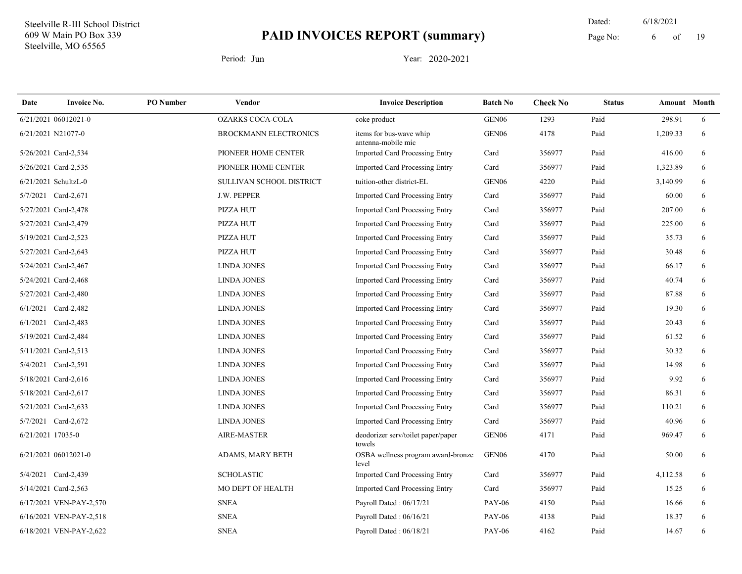Steelville R-III School District
609 W Main PO Box 339
Steelville, MO 65565

# PAID INVOICES REPORT (summary)

Dated: 6/18/2021

Period: Jun Year: 2020-2021

| Date | Invoice No. | PO Number | Vendor | Invoice Description | Batch No | Check No | Status | Amount | Month |
|---|---|---|---|---|---|---|---|---|---|
| 6/21/2021 | 06012021-0 | | OZARKS COCA-COLA | coke product | GEN06 | 1293 | Paid | 298.91 | 6 |
| 6/21/2021 | N21077-0 | | BROCKMANN ELECTRONICS | items for bus-wave whip antenna-mobile mic | GEN06 | 4178 | Paid | 1,209.33 | 6 |
| 5/26/2021 | Card-2,534 | | PIONEER HOME CENTER | Imported Card Processing Entry | Card | 356977 | Paid | 416.00 | 6 |
| 5/26/2021 | Card-2,535 | | PIONEER HOME CENTER | Imported Card Processing Entry | Card | 356977 | Paid | 1,323.89 | 6 |
| 6/21/2021 | SchultzL-0 | | SULLIVAN SCHOOL DISTRICT | tuition-other district-EL | GEN06 | 4220 | Paid | 3,140.99 | 6 |
| 5/7/2021 | Card-2,671 | | J.W. PEPPER | Imported Card Processing Entry | Card | 356977 | Paid | 60.00 | 6 |
| 5/27/2021 | Card-2,478 | | PIZZA HUT | Imported Card Processing Entry | Card | 356977 | Paid | 207.00 | 6 |
| 5/27/2021 | Card-2,479 | | PIZZA HUT | Imported Card Processing Entry | Card | 356977 | Paid | 225.00 | 6 |
| 5/19/2021 | Card-2,523 | | PIZZA HUT | Imported Card Processing Entry | Card | 356977 | Paid | 35.73 | 6 |
| 5/27/2021 | Card-2,643 | | PIZZA HUT | Imported Card Processing Entry | Card | 356977 | Paid | 30.48 | 6 |
| 5/24/2021 | Card-2,467 | | LINDA JONES | Imported Card Processing Entry | Card | 356977 | Paid | 66.17 | 6 |
| 5/24/2021 | Card-2,468 | | LINDA JONES | Imported Card Processing Entry | Card | 356977 | Paid | 40.74 | 6 |
| 5/27/2021 | Card-2,480 | | LINDA JONES | Imported Card Processing Entry | Card | 356977 | Paid | 87.88 | 6 |
| 6/1/2021 | Card-2,482 | | LINDA JONES | Imported Card Processing Entry | Card | 356977 | Paid | 19.30 | 6 |
| 6/1/2021 | Card-2,483 | | LINDA JONES | Imported Card Processing Entry | Card | 356977 | Paid | 20.43 | 6 |
| 5/19/2021 | Card-2,484 | | LINDA JONES | Imported Card Processing Entry | Card | 356977 | Paid | 61.52 | 6 |
| 5/11/2021 | Card-2,513 | | LINDA JONES | Imported Card Processing Entry | Card | 356977 | Paid | 30.32 | 6 |
| 5/4/2021 | Card-2,591 | | LINDA JONES | Imported Card Processing Entry | Card | 356977 | Paid | 14.98 | 6 |
| 5/18/2021 | Card-2,616 | | LINDA JONES | Imported Card Processing Entry | Card | 356977 | Paid | 9.92 | 6 |
| 5/18/2021 | Card-2,617 | | LINDA JONES | Imported Card Processing Entry | Card | 356977 | Paid | 86.31 | 6 |
| 5/21/2021 | Card-2,633 | | LINDA JONES | Imported Card Processing Entry | Card | 356977 | Paid | 110.21 | 6 |
| 5/7/2021 | Card-2,672 | | LINDA JONES | Imported Card Processing Entry | Card | 356977 | Paid | 40.96 | 6 |
| 6/21/2021 | 17035-0 | | AIRE-MASTER | deodorizer serv/toilet paper/paper towels | GEN06 | 4171 | Paid | 969.47 | 6 |
| 6/21/2021 | 06012021-0 | | ADAMS, MARY BETH | OSBA wellness program award-bronze level | GEN06 | 4170 | Paid | 50.00 | 6 |
| 5/4/2021 | Card-2,439 | | SCHOLASTIC | Imported Card Processing Entry | Card | 356977 | Paid | 4,112.58 | 6 |
| 5/14/2021 | Card-2,563 | | MO DEPT OF HEALTH | Imported Card Processing Entry | Card | 356977 | Paid | 15.25 | 6 |
| 6/17/2021 | VEN-PAY-2,570 | | SNEA | Payroll Dated : 06/17/21 | PAY-06 | 4150 | Paid | 16.66 | 6 |
| 6/16/2021 | VEN-PAY-2,518 | | SNEA | Payroll Dated : 06/16/21 | PAY-06 | 4138 | Paid | 18.37 | 6 |
| 6/18/2021 | VEN-PAY-2,622 | | SNEA | Payroll Dated : 06/18/21 | PAY-06 | 4162 | Paid | 14.67 | 6 |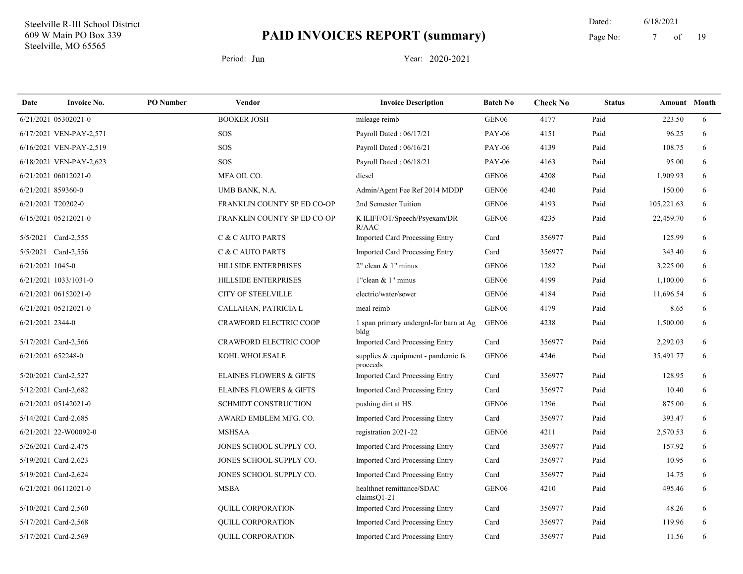Steelville R-III School District
609 W Main PO Box 339
Steelville, MO 65565

# PAID INVOICES REPORT (summary)

Dated: 6/18/2021

Period: Jun    Year: 2020-2021

| Date | Invoice No. | PO Number | Vendor | Invoice Description | Batch No | Check No | Status | Amount | Month |
|---|---|---|---|---|---|---|---|---|---|
| 6/21/2021 | 05302021-0 | | BOOKER JOSH | mileage reimb | GEN06 | 4177 | Paid | 223.50 | 6 |
| 6/17/2021 | VEN-PAY-2,571 | | SOS | Payroll Dated : 06/17/21 | PAY-06 | 4151 | Paid | 96.25 | 6 |
| 6/16/2021 | VEN-PAY-2,519 | | SOS | Payroll Dated : 06/16/21 | PAY-06 | 4139 | Paid | 108.75 | 6 |
| 6/18/2021 | VEN-PAY-2,623 | | SOS | Payroll Dated : 06/18/21 | PAY-06 | 4163 | Paid | 95.00 | 6 |
| 6/21/2021 | 06012021-0 | | MFA OIL CO. | diesel | GEN06 | 4208 | Paid | 1,909.93 | 6 |
| 6/21/2021 | 859360-0 | | UMB BANK, N.A. | Admin/Agent Fee Ref 2014 MDDP | GEN06 | 4240 | Paid | 150.00 | 6 |
| 6/21/2021 | T20202-0 | | FRANKLIN COUNTY SP ED CO-OP | 2nd Semester Tuition | GEN06 | 4193 | Paid | 105,221.63 | 6 |
| 6/15/2021 | 05212021-0 | | FRANKLIN COUNTY SP ED CO-OP | K ILIFF/OT/Speech/Psyexam/DR R/AAC | GEN06 | 4235 | Paid | 22,459.70 | 6 |
| 5/5/2021 | Card-2,555 | | C & C AUTO PARTS | Imported Card Processing Entry | Card | 356977 | Paid | 125.99 | 6 |
| 5/5/2021 | Card-2,556 | | C & C AUTO PARTS | Imported Card Processing Entry | Card | 356977 | Paid | 343.40 | 6 |
| 6/21/2021 | 1045-0 | | HILLSIDE ENTERPRISES | 2" clean & 1" minus | GEN06 | 1282 | Paid | 3,225.00 | 6 |
| 6/21/2021 | 1033/1031-0 | | HILLSIDE ENTERPRISES | 1"clean & 1" minus | GEN06 | 4199 | Paid | 1,100.00 | 6 |
| 6/21/2021 | 06152021-0 | | CITY OF STEELVILLE | electric/water/sewer | GEN06 | 4184 | Paid | 11,696.54 | 6 |
| 6/21/2021 | 05212021-0 | | CALLAHAN, PATRICIA L | meal reimb | GEN06 | 4179 | Paid | 8.65 | 6 |
| 6/21/2021 | 2344-0 | | CRAWFORD ELECTRIC COOP | 1 span primary undergrd-for barn at Ag bldg | GEN06 | 4238 | Paid | 1,500.00 | 6 |
| 5/17/2021 | Card-2,566 | | CRAWFORD ELECTRIC COOP | Imported Card Processing Entry | Card | 356977 | Paid | 2,292.03 | 6 |
| 6/21/2021 | 652248-0 | | KOHL WHOLESALE | supplies & equipment - pandemic fs proceeds | GEN06 | 4246 | Paid | 35,491.77 | 6 |
| 5/20/2021 | Card-2,527 | | ELAINES FLOWERS & GIFTS | Imported Card Processing Entry | Card | 356977 | Paid | 128.95 | 6 |
| 5/12/2021 | Card-2,682 | | ELAINES FLOWERS & GIFTS | Imported Card Processing Entry | Card | 356977 | Paid | 10.40 | 6 |
| 6/21/2021 | 05142021-0 | | SCHMIDT CONSTRUCTION | pushing dirt at HS | GEN06 | 1296 | Paid | 875.00 | 6 |
| 5/14/2021 | Card-2,685 | | AWARD EMBLEM MFG. CO. | Imported Card Processing Entry | Card | 356977 | Paid | 393.47 | 6 |
| 6/21/2021 | 22-W00092-0 | | MSHSAA | registration 2021-22 | GEN06 | 4211 | Paid | 2,570.53 | 6 |
| 5/26/2021 | Card-2,475 | | JONES SCHOOL SUPPLY CO. | Imported Card Processing Entry | Card | 356977 | Paid | 157.92 | 6 |
| 5/19/2021 | Card-2,623 | | JONES SCHOOL SUPPLY CO. | Imported Card Processing Entry | Card | 356977 | Paid | 10.95 | 6 |
| 5/19/2021 | Card-2,624 | | JONES SCHOOL SUPPLY CO. | Imported Card Processing Entry | Card | 356977 | Paid | 14.75 | 6 |
| 6/21/2021 | 06112021-0 | | MSBA | healthnet remittance/SDAC claimsQ1-21 | GEN06 | 4210 | Paid | 495.46 | 6 |
| 5/10/2021 | Card-2,560 | | QUILL CORPORATION | Imported Card Processing Entry | Card | 356977 | Paid | 48.26 | 6 |
| 5/17/2021 | Card-2,568 | | QUILL CORPORATION | Imported Card Processing Entry | Card | 356977 | Paid | 119.96 | 6 |
| 5/17/2021 | Card-2,569 | | QUILL CORPORATION | Imported Card Processing Entry | Card | 356977 | Paid | 11.56 | 6 |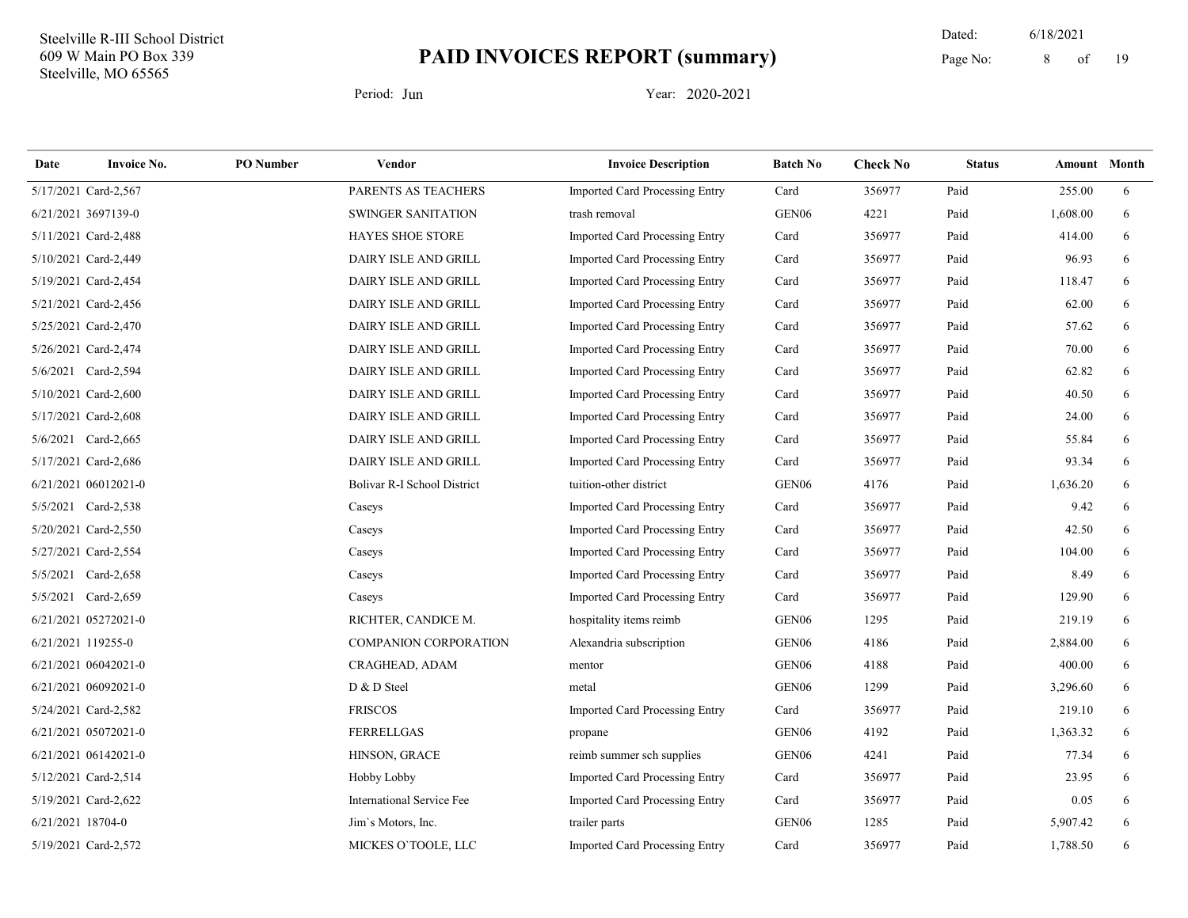Steelville R-III School District
609 W Main PO Box 339
Steelville, MO 65565

# PAID INVOICES REPORT (summary)

Dated: 6/18/2021

Period: Jun     Year: 2020-2021

| Date | Invoice No. | PO Number | Vendor | Invoice Description | Batch No | Check No | Status | Amount | Month |
|---|---|---|---|---|---|---|---|---|---|
| 5/17/2021 | Card-2,567 | | PARENTS AS TEACHERS | Imported Card Processing Entry | Card | 356977 | Paid | 255.00 | 6 |
| 6/21/2021 | 3697139-0 | | SWINGER SANITATION | trash removal | GEN06 | 4221 | Paid | 1,608.00 | 6 |
| 5/11/2021 | Card-2,488 | | HAYES SHOE STORE | Imported Card Processing Entry | Card | 356977 | Paid | 414.00 | 6 |
| 5/10/2021 | Card-2,449 | | DAIRY ISLE AND GRILL | Imported Card Processing Entry | Card | 356977 | Paid | 96.93 | 6 |
| 5/19/2021 | Card-2,454 | | DAIRY ISLE AND GRILL | Imported Card Processing Entry | Card | 356977 | Paid | 118.47 | 6 |
| 5/21/2021 | Card-2,456 | | DAIRY ISLE AND GRILL | Imported Card Processing Entry | Card | 356977 | Paid | 62.00 | 6 |
| 5/25/2021 | Card-2,470 | | DAIRY ISLE AND GRILL | Imported Card Processing Entry | Card | 356977 | Paid | 57.62 | 6 |
| 5/26/2021 | Card-2,474 | | DAIRY ISLE AND GRILL | Imported Card Processing Entry | Card | 356977 | Paid | 70.00 | 6 |
| 5/6/2021 | Card-2,594 | | DAIRY ISLE AND GRILL | Imported Card Processing Entry | Card | 356977 | Paid | 62.82 | 6 |
| 5/10/2021 | Card-2,600 | | DAIRY ISLE AND GRILL | Imported Card Processing Entry | Card | 356977 | Paid | 40.50 | 6 |
| 5/17/2021 | Card-2,608 | | DAIRY ISLE AND GRILL | Imported Card Processing Entry | Card | 356977 | Paid | 24.00 | 6 |
| 5/6/2021 | Card-2,665 | | DAIRY ISLE AND GRILL | Imported Card Processing Entry | Card | 356977 | Paid | 55.84 | 6 |
| 5/17/2021 | Card-2,686 | | DAIRY ISLE AND GRILL | Imported Card Processing Entry | Card | 356977 | Paid | 93.34 | 6 |
| 6/21/2021 | 06012021-0 | | Bolivar R-I School District | tuition-other district | GEN06 | 4176 | Paid | 1,636.20 | 6 |
| 5/5/2021 | Card-2,538 | | Caseys | Imported Card Processing Entry | Card | 356977 | Paid | 9.42 | 6 |
| 5/20/2021 | Card-2,550 | | Caseys | Imported Card Processing Entry | Card | 356977 | Paid | 42.50 | 6 |
| 5/27/2021 | Card-2,554 | | Caseys | Imported Card Processing Entry | Card | 356977 | Paid | 104.00 | 6 |
| 5/5/2021 | Card-2,658 | | Caseys | Imported Card Processing Entry | Card | 356977 | Paid | 8.49 | 6 |
| 5/5/2021 | Card-2,659 | | Caseys | Imported Card Processing Entry | Card | 356977 | Paid | 129.90 | 6 |
| 6/21/2021 | 05272021-0 | | RICHTER, CANDICE M. | hospitality items reimb | GEN06 | 1295 | Paid | 219.19 | 6 |
| 6/21/2021 | 119255-0 | | COMPANION CORPORATION | Alexandria subscription | GEN06 | 4186 | Paid | 2,884.00 | 6 |
| 6/21/2021 | 06042021-0 | | CRAGHEAD, ADAM | mentor | GEN06 | 4188 | Paid | 400.00 | 6 |
| 6/21/2021 | 06092021-0 | | D & D Steel | metal | GEN06 | 1299 | Paid | 3,296.60 | 6 |
| 5/24/2021 | Card-2,582 | | FRISCOS | Imported Card Processing Entry | Card | 356977 | Paid | 219.10 | 6 |
| 6/21/2021 | 05072021-0 | | FERRELLGAS | propane | GEN06 | 4192 | Paid | 1,363.32 | 6 |
| 6/21/2021 | 06142021-0 | | HINSON, GRACE | reimb summer sch supplies | GEN06 | 4241 | Paid | 77.34 | 6 |
| 5/12/2021 | Card-2,514 | | Hobby Lobby | Imported Card Processing Entry | Card | 356977 | Paid | 23.95 | 6 |
| 5/19/2021 | Card-2,622 | | International Service Fee | Imported Card Processing Entry | Card | 356977 | Paid | 0.05 | 6 |
| 6/21/2021 | 18704-0 | | Jim`s Motors, Inc. | trailer parts | GEN06 | 1285 | Paid | 5,907.42 | 6 |
| 5/19/2021 | Card-2,572 | | MICKES O`TOOLE, LLC | Imported Card Processing Entry | Card | 356977 | Paid | 1,788.50 | 6 |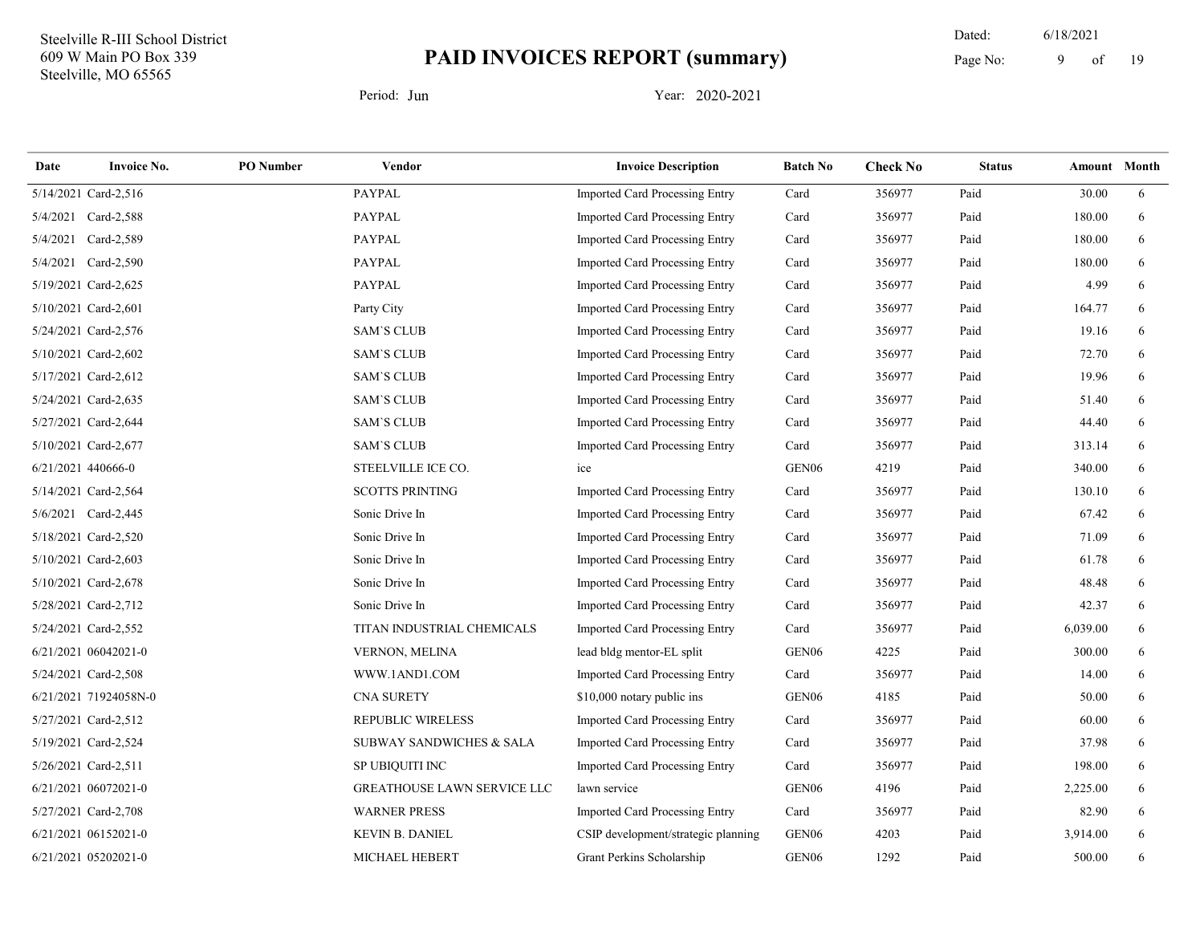Steelville R-III School District
609 W Main PO Box 339
Steelville, MO 65565

# PAID INVOICES REPORT (summary)

Dated: 6/18/2021

Period: Jun    Year: 2020-2021

| Date | Invoice No. | PO Number | Vendor | Invoice Description | Batch No | Check No | Status | Amount | Month |
|---|---|---|---|---|---|---|---|---|---|
| 5/14/2021 | Card-2,516 | | PAYPAL | Imported Card Processing Entry | Card | 356977 | Paid | 30.00 | 6 |
| 5/4/2021 | Card-2,588 | | PAYPAL | Imported Card Processing Entry | Card | 356977 | Paid | 180.00 | 6 |
| 5/4/2021 | Card-2,589 | | PAYPAL | Imported Card Processing Entry | Card | 356977 | Paid | 180.00 | 6 |
| 5/4/2021 | Card-2,590 | | PAYPAL | Imported Card Processing Entry | Card | 356977 | Paid | 180.00 | 6 |
| 5/19/2021 | Card-2,625 | | PAYPAL | Imported Card Processing Entry | Card | 356977 | Paid | 4.99 | 6 |
| 5/10/2021 | Card-2,601 | | Party City | Imported Card Processing Entry | Card | 356977 | Paid | 164.77 | 6 |
| 5/24/2021 | Card-2,576 | | SAM`S CLUB | Imported Card Processing Entry | Card | 356977 | Paid | 19.16 | 6 |
| 5/10/2021 | Card-2,602 | | SAM`S CLUB | Imported Card Processing Entry | Card | 356977 | Paid | 72.70 | 6 |
| 5/17/2021 | Card-2,612 | | SAM`S CLUB | Imported Card Processing Entry | Card | 356977 | Paid | 19.96 | 6 |
| 5/24/2021 | Card-2,635 | | SAM`S CLUB | Imported Card Processing Entry | Card | 356977 | Paid | 51.40 | 6 |
| 5/27/2021 | Card-2,644 | | SAM`S CLUB | Imported Card Processing Entry | Card | 356977 | Paid | 44.40 | 6 |
| 5/10/2021 | Card-2,677 | | SAM`S CLUB | Imported Card Processing Entry | Card | 356977 | Paid | 313.14 | 6 |
| 6/21/2021 | 440666-0 | | STEELVILLE ICE CO. | ice | GEN06 | 4219 | Paid | 340.00 | 6 |
| 5/14/2021 | Card-2,564 | | SCOTTS PRINTING | Imported Card Processing Entry | Card | 356977 | Paid | 130.10 | 6 |
| 5/6/2021 | Card-2,445 | | Sonic Drive In | Imported Card Processing Entry | Card | 356977 | Paid | 67.42 | 6 |
| 5/18/2021 | Card-2,520 | | Sonic Drive In | Imported Card Processing Entry | Card | 356977 | Paid | 71.09 | 6 |
| 5/10/2021 | Card-2,603 | | Sonic Drive In | Imported Card Processing Entry | Card | 356977 | Paid | 61.78 | 6 |
| 5/10/2021 | Card-2,678 | | Sonic Drive In | Imported Card Processing Entry | Card | 356977 | Paid | 48.48 | 6 |
| 5/28/2021 | Card-2,712 | | Sonic Drive In | Imported Card Processing Entry | Card | 356977 | Paid | 42.37 | 6 |
| 5/24/2021 | Card-2,552 | | TITAN INDUSTRIAL CHEMICALS | Imported Card Processing Entry | Card | 356977 | Paid | 6,039.00 | 6 |
| 6/21/2021 | 06042021-0 | | VERNON, MELINA | lead bldg mentor-EL split | GEN06 | 4225 | Paid | 300.00 | 6 |
| 5/24/2021 | Card-2,508 | | WWW.1AND1.COM | Imported Card Processing Entry | Card | 356977 | Paid | 14.00 | 6 |
| 6/21/2021 | 71924058N-0 | | CNA SURETY | $10,000 notary public ins | GEN06 | 4185 | Paid | 50.00 | 6 |
| 5/27/2021 | Card-2,512 | | REPUBLIC WIRELESS | Imported Card Processing Entry | Card | 356977 | Paid | 60.00 | 6 |
| 5/19/2021 | Card-2,524 | | SUBWAY SANDWICHES & SALA | Imported Card Processing Entry | Card | 356977 | Paid | 37.98 | 6 |
| 5/26/2021 | Card-2,511 | | SP UBIQUITI INC | Imported Card Processing Entry | Card | 356977 | Paid | 198.00 | 6 |
| 6/21/2021 | 06072021-0 | | GREATHOUSE LAWN SERVICE LLC | lawn service | GEN06 | 4196 | Paid | 2,225.00 | 6 |
| 5/27/2021 | Card-2,708 | | WARNER PRESS | Imported Card Processing Entry | Card | 356977 | Paid | 82.90 | 6 |
| 6/21/2021 | 06152021-0 | | KEVIN B. DANIEL | CSIP development/strategic planning | GEN06 | 4203 | Paid | 3,914.00 | 6 |
| 6/21/2021 | 05202021-0 | | MICHAEL HEBERT | Grant Perkins Scholarship | GEN06 | 1292 | Paid | 500.00 | 6 |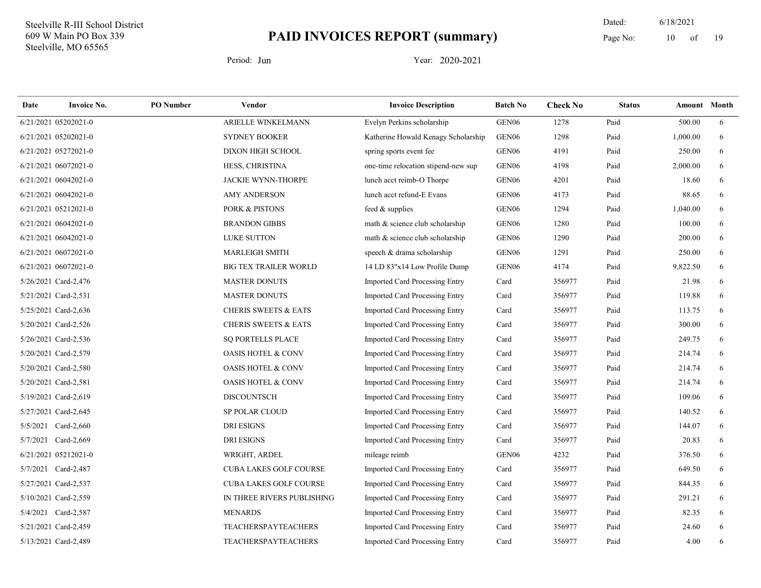Steelville R-III School District
609 W Main PO Box 339
Steelville, MO 65565

# PAID INVOICES REPORT (summary)

Dated: 6/18/2021

Period: Jun    Year: 2020-2021

| Date | Invoice No. | PO Number | Vendor | Invoice Description | Batch No | Check No | Status | Amount | Month |
|---|---|---|---|---|---|---|---|---|---|
| 6/21/2021 | 05202021-0 | | ARIELLE WINKELMANN | Evelyn Perkins scholarship | GEN06 | 1278 | Paid | 500.00 | 6 |
| 6/21/2021 | 05202021-0 | | SYDNEY BOOKER | Katherine Howald Kenagy Scholarship | GEN06 | 1298 | Paid | 1,000.00 | 6 |
| 6/21/2021 | 05272021-0 | | DIXON HIGH SCHOOL | spring sports event fee | GEN06 | 4191 | Paid | 250.00 | 6 |
| 6/21/2021 | 06072021-0 | | HESS, CHRISTINA | one-time relocation stipend-new sup | GEN06 | 4198 | Paid | 2,000.00 | 6 |
| 6/21/2021 | 06042021-0 | | JACKIE WYNN-THORPE | lunch acct reimb-O Thorpe | GEN06 | 4201 | Paid | 18.60 | 6 |
| 6/21/2021 | 06042021-0 | | AMY ANDERSON | lunch acct refund-E Evans | GEN06 | 4173 | Paid | 88.65 | 6 |
| 6/21/2021 | 05212021-0 | | PORK & PISTONS | feed & supplies | GEN06 | 1294 | Paid | 1,040.00 | 6 |
| 6/21/2021 | 06042021-0 | | BRANDON GIBBS | math & science club scholarship | GEN06 | 1280 | Paid | 100.00 | 6 |
| 6/21/2021 | 06042021-0 | | LUKE SUTTON | math & science club scholarship | GEN06 | 1290 | Paid | 200.00 | 6 |
| 6/21/2021 | 06072021-0 | | MARLEIGH SMITH | speech & drama scholarship | GEN06 | 1291 | Paid | 250.00 | 6 |
| 6/21/2021 | 06072021-0 | | BIG TEX TRAILER WORLD | 14 LD 83"x14 Low Profile Dump | GEN06 | 4174 | Paid | 9,822.50 | 6 |
| 5/26/2021 | Card-2,476 | | MASTER DONUTS | Imported Card Processing Entry | Card | 356977 | Paid | 21.98 | 6 |
| 5/21/2021 | Card-2,531 | | MASTER DONUTS | Imported Card Processing Entry | Card | 356977 | Paid | 119.88 | 6 |
| 5/25/2021 | Card-2,636 | | CHERIS SWEETS & EATS | Imported Card Processing Entry | Card | 356977 | Paid | 113.75 | 6 |
| 5/20/2021 | Card-2,526 | | CHERIS SWEETS & EATS | Imported Card Processing Entry | Card | 356977 | Paid | 300.00 | 6 |
| 5/26/2021 | Card-2,536 | | SQ PORTELLS PLACE | Imported Card Processing Entry | Card | 356977 | Paid | 249.75 | 6 |
| 5/20/2021 | Card-2,579 | | OASIS HOTEL & CONV | Imported Card Processing Entry | Card | 356977 | Paid | 214.74 | 6 |
| 5/20/2021 | Card-2,580 | | OASIS HOTEL & CONV | Imported Card Processing Entry | Card | 356977 | Paid | 214.74 | 6 |
| 5/20/2021 | Card-2,581 | | OASIS HOTEL & CONV | Imported Card Processing Entry | Card | 356977 | Paid | 214.74 | 6 |
| 5/19/2021 | Card-2,619 | | DISCOUNTSCH | Imported Card Processing Entry | Card | 356977 | Paid | 109.06 | 6 |
| 5/27/2021 | Card-2,645 | | SP POLAR CLOUD | Imported Card Processing Entry | Card | 356977 | Paid | 140.52 | 6 |
| 5/5/2021 | Card-2,660 | | DRI ESIGNS | Imported Card Processing Entry | Card | 356977 | Paid | 144.07 | 6 |
| 5/7/2021 | Card-2,669 | | DRI ESIGNS | Imported Card Processing Entry | Card | 356977 | Paid | 20.83 | 6 |
| 6/21/2021 | 05212021-0 | | WRIGHT, ARDEL | mileage reimb | GEN06 | 4232 | Paid | 376.50 | 6 |
| 5/7/2021 | Card-2,487 | | CUBA LAKES GOLF COURSE | Imported Card Processing Entry | Card | 356977 | Paid | 649.50 | 6 |
| 5/27/2021 | Card-2,537 | | CUBA LAKES GOLF COURSE | Imported Card Processing Entry | Card | 356977 | Paid | 844.35 | 6 |
| 5/10/2021 | Card-2,559 | | IN THREE RIVERS PUBLISHING | Imported Card Processing Entry | Card | 356977 | Paid | 291.21 | 6 |
| 5/4/2021 | Card-2,587 | | MENARDS | Imported Card Processing Entry | Card | 356977 | Paid | 82.35 | 6 |
| 5/21/2021 | Card-2,459 | | TEACHERSPAYTEACHERS | Imported Card Processing Entry | Card | 356977 | Paid | 24.60 | 6 |
| 5/13/2021 | Card-2,489 | | TEACHERSPAYTEACHERS | Imported Card Processing Entry | Card | 356977 | Paid | 4.00 | 6 |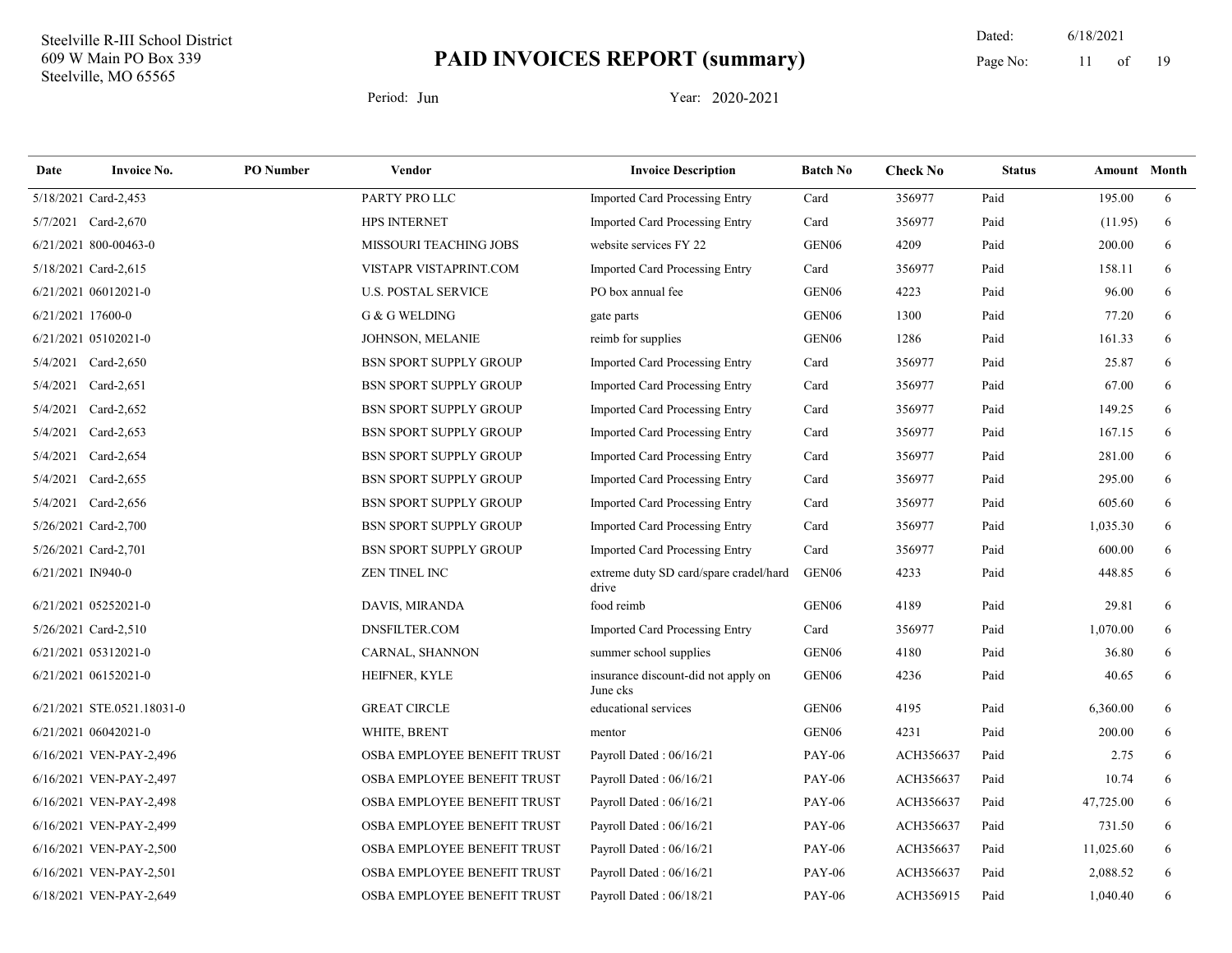Steelville R-III School District
609 W Main PO Box 339
Steelville, MO 65565

# PAID INVOICES REPORT (summary)

Dated: 6/18/2021

Period: Jun Year: 2020-2021

| Date | Invoice No. | PO Number | Vendor | Invoice Description | Batch No | Check No | Status | Amount | Month |
|---|---|---|---|---|---|---|---|---|---|
| 5/18/2021 | Card-2,453 | | PARTY PRO LLC | Imported Card Processing Entry | Card | 356977 | Paid | 195.00 | 6 |
| 5/7/2021 | Card-2,670 | | HPS INTERNET | Imported Card Processing Entry | Card | 356977 | Paid | (11.95) | 6 |
| 6/21/2021 | 800-00463-0 | | MISSOURI TEACHING JOBS | website services FY 22 | GEN06 | 4209 | Paid | 200.00 | 6 |
| 5/18/2021 | Card-2,615 | | VISTAPR VISTAPRINT.COM | Imported Card Processing Entry | Card | 356977 | Paid | 158.11 | 6 |
| 6/21/2021 | 06012021-0 | | U.S. POSTAL SERVICE | PO box annual fee | GEN06 | 4223 | Paid | 96.00 | 6 |
| 6/21/2021 | 17600-0 | | G & G WELDING | gate parts | GEN06 | 1300 | Paid | 77.20 | 6 |
| 6/21/2021 | 05102021-0 | | JOHNSON, MELANIE | reimb for supplies | GEN06 | 1286 | Paid | 161.33 | 6 |
| 5/4/2021 | Card-2,650 | | BSN SPORT SUPPLY GROUP | Imported Card Processing Entry | Card | 356977 | Paid | 25.87 | 6 |
| 5/4/2021 | Card-2,651 | | BSN SPORT SUPPLY GROUP | Imported Card Processing Entry | Card | 356977 | Paid | 67.00 | 6 |
| 5/4/2021 | Card-2,652 | | BSN SPORT SUPPLY GROUP | Imported Card Processing Entry | Card | 356977 | Paid | 149.25 | 6 |
| 5/4/2021 | Card-2,653 | | BSN SPORT SUPPLY GROUP | Imported Card Processing Entry | Card | 356977 | Paid | 167.15 | 6 |
| 5/4/2021 | Card-2,654 | | BSN SPORT SUPPLY GROUP | Imported Card Processing Entry | Card | 356977 | Paid | 281.00 | 6 |
| 5/4/2021 | Card-2,655 | | BSN SPORT SUPPLY GROUP | Imported Card Processing Entry | Card | 356977 | Paid | 295.00 | 6 |
| 5/4/2021 | Card-2,656 | | BSN SPORT SUPPLY GROUP | Imported Card Processing Entry | Card | 356977 | Paid | 605.60 | 6 |
| 5/26/2021 | Card-2,700 | | BSN SPORT SUPPLY GROUP | Imported Card Processing Entry | Card | 356977 | Paid | 1,035.30 | 6 |
| 5/26/2021 | Card-2,701 | | BSN SPORT SUPPLY GROUP | Imported Card Processing Entry | Card | 356977 | Paid | 600.00 | 6 |
| 6/21/2021 | IN940-0 | | ZEN TINEL INC | extreme duty SD card/spare cradel/hard drive | GEN06 | 4233 | Paid | 448.85 | 6 |
| 6/21/2021 | 05252021-0 | | DAVIS, MIRANDA | food reimb | GEN06 | 4189 | Paid | 29.81 | 6 |
| 5/26/2021 | Card-2,510 | | DNSFILTER.COM | Imported Card Processing Entry | Card | 356977 | Paid | 1,070.00 | 6 |
| 6/21/2021 | 05312021-0 | | CARNAL, SHANNON | summer school supplies | GEN06 | 4180 | Paid | 36.80 | 6 |
| 6/21/2021 | 06152021-0 | | HEIFNER, KYLE | insurance discount-did not apply on June cks | GEN06 | 4236 | Paid | 40.65 | 6 |
| 6/21/2021 | STE.0521.18031-0 | | GREAT CIRCLE | educational services | GEN06 | 4195 | Paid | 6,360.00 | 6 |
| 6/21/2021 | 06042021-0 | | WHITE, BRENT | mentor | GEN06 | 4231 | Paid | 200.00 | 6 |
| 6/16/2021 | VEN-PAY-2,496 | | OSBA EMPLOYEE BENEFIT TRUST | Payroll Dated : 06/16/21 | PAY-06 | ACH356637 | Paid | 2.75 | 6 |
| 6/16/2021 | VEN-PAY-2,497 | | OSBA EMPLOYEE BENEFIT TRUST | Payroll Dated : 06/16/21 | PAY-06 | ACH356637 | Paid | 10.74 | 6 |
| 6/16/2021 | VEN-PAY-2,498 | | OSBA EMPLOYEE BENEFIT TRUST | Payroll Dated : 06/16/21 | PAY-06 | ACH356637 | Paid | 47,725.00 | 6 |
| 6/16/2021 | VEN-PAY-2,499 | | OSBA EMPLOYEE BENEFIT TRUST | Payroll Dated : 06/16/21 | PAY-06 | ACH356637 | Paid | 731.50 | 6 |
| 6/16/2021 | VEN-PAY-2,500 | | OSBA EMPLOYEE BENEFIT TRUST | Payroll Dated : 06/16/21 | PAY-06 | ACH356637 | Paid | 11,025.60 | 6 |
| 6/16/2021 | VEN-PAY-2,501 | | OSBA EMPLOYEE BENEFIT TRUST | Payroll Dated : 06/16/21 | PAY-06 | ACH356637 | Paid | 2,088.52 | 6 |
| 6/18/2021 | VEN-PAY-2,649 | | OSBA EMPLOYEE BENEFIT TRUST | Payroll Dated : 06/18/21 | PAY-06 | ACH356915 | Paid | 1,040.40 | 6 |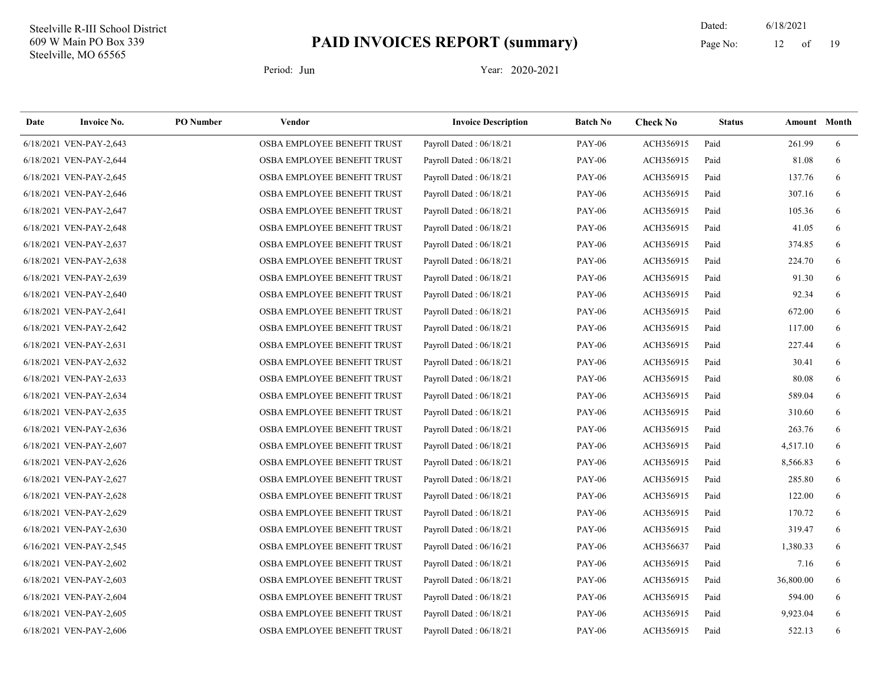Steelville R-III School District
609 W Main PO Box 339
Steelville, MO 65565

# PAID INVOICES REPORT (summary)

Dated: 6/18/2021

Period: Jun Year: 2020-2021

| Date | Invoice No. | PO Number | Vendor | Invoice Description | Batch No | Check No | Status | Amount | Month |
|---|---|---|---|---|---|---|---|---|---|
| 6/18/2021 | VEN-PAY-2,643 | | OSBA EMPLOYEE BENEFIT TRUST | Payroll Dated : 06/18/21 | PAY-06 | ACH356915 | Paid | 261.99 | 6 |
| 6/18/2021 | VEN-PAY-2,644 | | OSBA EMPLOYEE BENEFIT TRUST | Payroll Dated : 06/18/21 | PAY-06 | ACH356915 | Paid | 81.08 | 6 |
| 6/18/2021 | VEN-PAY-2,645 | | OSBA EMPLOYEE BENEFIT TRUST | Payroll Dated : 06/18/21 | PAY-06 | ACH356915 | Paid | 137.76 | 6 |
| 6/18/2021 | VEN-PAY-2,646 | | OSBA EMPLOYEE BENEFIT TRUST | Payroll Dated : 06/18/21 | PAY-06 | ACH356915 | Paid | 307.16 | 6 |
| 6/18/2021 | VEN-PAY-2,647 | | OSBA EMPLOYEE BENEFIT TRUST | Payroll Dated : 06/18/21 | PAY-06 | ACH356915 | Paid | 105.36 | 6 |
| 6/18/2021 | VEN-PAY-2,648 | | OSBA EMPLOYEE BENEFIT TRUST | Payroll Dated : 06/18/21 | PAY-06 | ACH356915 | Paid | 41.05 | 6 |
| 6/18/2021 | VEN-PAY-2,637 | | OSBA EMPLOYEE BENEFIT TRUST | Payroll Dated : 06/18/21 | PAY-06 | ACH356915 | Paid | 374.85 | 6 |
| 6/18/2021 | VEN-PAY-2,638 | | OSBA EMPLOYEE BENEFIT TRUST | Payroll Dated : 06/18/21 | PAY-06 | ACH356915 | Paid | 224.70 | 6 |
| 6/18/2021 | VEN-PAY-2,639 | | OSBA EMPLOYEE BENEFIT TRUST | Payroll Dated : 06/18/21 | PAY-06 | ACH356915 | Paid | 91.30 | 6 |
| 6/18/2021 | VEN-PAY-2,640 | | OSBA EMPLOYEE BENEFIT TRUST | Payroll Dated : 06/18/21 | PAY-06 | ACH356915 | Paid | 92.34 | 6 |
| 6/18/2021 | VEN-PAY-2,641 | | OSBA EMPLOYEE BENEFIT TRUST | Payroll Dated : 06/18/21 | PAY-06 | ACH356915 | Paid | 672.00 | 6 |
| 6/18/2021 | VEN-PAY-2,642 | | OSBA EMPLOYEE BENEFIT TRUST | Payroll Dated : 06/18/21 | PAY-06 | ACH356915 | Paid | 117.00 | 6 |
| 6/18/2021 | VEN-PAY-2,631 | | OSBA EMPLOYEE BENEFIT TRUST | Payroll Dated : 06/18/21 | PAY-06 | ACH356915 | Paid | 227.44 | 6 |
| 6/18/2021 | VEN-PAY-2,632 | | OSBA EMPLOYEE BENEFIT TRUST | Payroll Dated : 06/18/21 | PAY-06 | ACH356915 | Paid | 30.41 | 6 |
| 6/18/2021 | VEN-PAY-2,633 | | OSBA EMPLOYEE BENEFIT TRUST | Payroll Dated : 06/18/21 | PAY-06 | ACH356915 | Paid | 80.08 | 6 |
| 6/18/2021 | VEN-PAY-2,634 | | OSBA EMPLOYEE BENEFIT TRUST | Payroll Dated : 06/18/21 | PAY-06 | ACH356915 | Paid | 589.04 | 6 |
| 6/18/2021 | VEN-PAY-2,635 | | OSBA EMPLOYEE BENEFIT TRUST | Payroll Dated : 06/18/21 | PAY-06 | ACH356915 | Paid | 310.60 | 6 |
| 6/18/2021 | VEN-PAY-2,636 | | OSBA EMPLOYEE BENEFIT TRUST | Payroll Dated : 06/18/21 | PAY-06 | ACH356915 | Paid | 263.76 | 6 |
| 6/18/2021 | VEN-PAY-2,607 | | OSBA EMPLOYEE BENEFIT TRUST | Payroll Dated : 06/18/21 | PAY-06 | ACH356915 | Paid | 4,517.10 | 6 |
| 6/18/2021 | VEN-PAY-2,626 | | OSBA EMPLOYEE BENEFIT TRUST | Payroll Dated : 06/18/21 | PAY-06 | ACH356915 | Paid | 8,566.83 | 6 |
| 6/18/2021 | VEN-PAY-2,627 | | OSBA EMPLOYEE BENEFIT TRUST | Payroll Dated : 06/18/21 | PAY-06 | ACH356915 | Paid | 285.80 | 6 |
| 6/18/2021 | VEN-PAY-2,628 | | OSBA EMPLOYEE BENEFIT TRUST | Payroll Dated : 06/18/21 | PAY-06 | ACH356915 | Paid | 122.00 | 6 |
| 6/18/2021 | VEN-PAY-2,629 | | OSBA EMPLOYEE BENEFIT TRUST | Payroll Dated : 06/18/21 | PAY-06 | ACH356915 | Paid | 170.72 | 6 |
| 6/18/2021 | VEN-PAY-2,630 | | OSBA EMPLOYEE BENEFIT TRUST | Payroll Dated : 06/18/21 | PAY-06 | ACH356915 | Paid | 319.47 | 6 |
| 6/16/2021 | VEN-PAY-2,545 | | OSBA EMPLOYEE BENEFIT TRUST | Payroll Dated : 06/16/21 | PAY-06 | ACH356637 | Paid | 1,380.33 | 6 |
| 6/18/2021 | VEN-PAY-2,602 | | OSBA EMPLOYEE BENEFIT TRUST | Payroll Dated : 06/18/21 | PAY-06 | ACH356915 | Paid | 7.16 | 6 |
| 6/18/2021 | VEN-PAY-2,603 | | OSBA EMPLOYEE BENEFIT TRUST | Payroll Dated : 06/18/21 | PAY-06 | ACH356915 | Paid | 36,800.00 | 6 |
| 6/18/2021 | VEN-PAY-2,604 | | OSBA EMPLOYEE BENEFIT TRUST | Payroll Dated : 06/18/21 | PAY-06 | ACH356915 | Paid | 594.00 | 6 |
| 6/18/2021 | VEN-PAY-2,605 | | OSBA EMPLOYEE BENEFIT TRUST | Payroll Dated : 06/18/21 | PAY-06 | ACH356915 | Paid | 9,923.04 | 6 |
| 6/18/2021 | VEN-PAY-2,606 | | OSBA EMPLOYEE BENEFIT TRUST | Payroll Dated : 06/18/21 | PAY-06 | ACH356915 | Paid | 522.13 | 6 |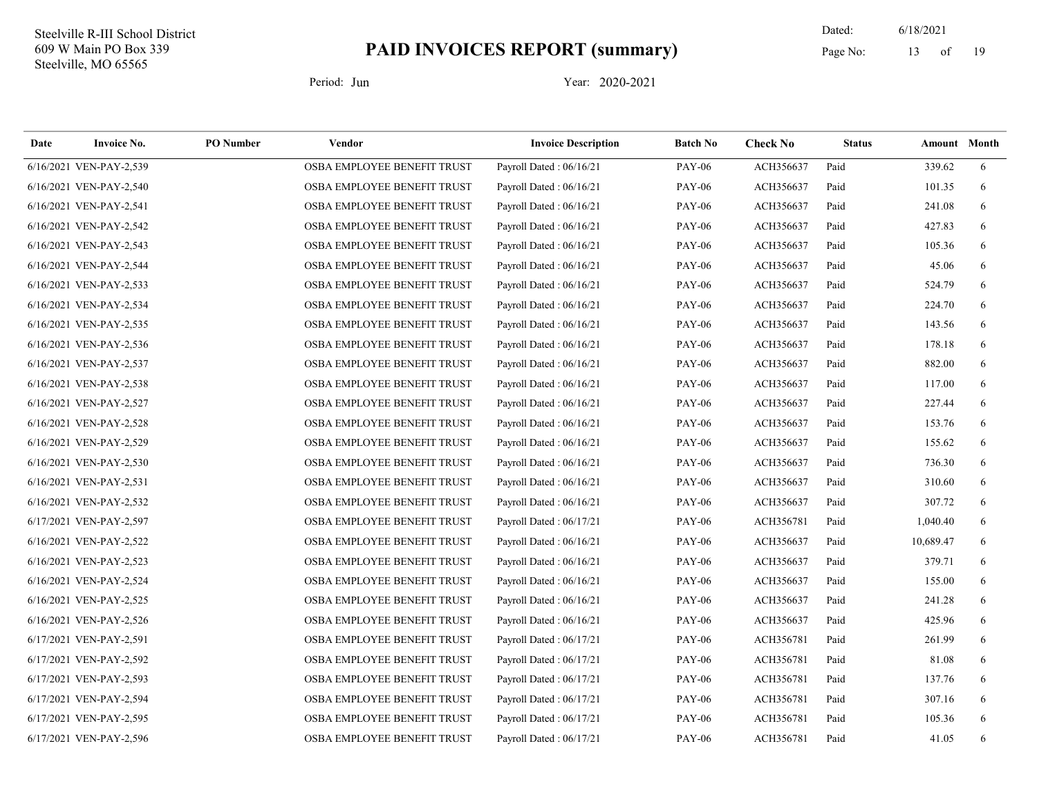Steelville R-III School District
609 W Main PO Box 339
Steelville, MO 65565

# PAID INVOICES REPORT (summary)

Dated: 6/18/2021

Period: Jun    Year: 2020-2021

| Date | Invoice No. | PO Number | Vendor | Invoice Description | Batch No | Check No | Status | Amount | Month |
|---|---|---|---|---|---|---|---|---|---|
| 6/16/2021 | VEN-PAY-2,539 | | OSBA EMPLOYEE BENEFIT TRUST | Payroll Dated : 06/16/21 | PAY-06 | ACH356637 | Paid | 339.62 | 6 |
| 6/16/2021 | VEN-PAY-2,540 | | OSBA EMPLOYEE BENEFIT TRUST | Payroll Dated : 06/16/21 | PAY-06 | ACH356637 | Paid | 101.35 | 6 |
| 6/16/2021 | VEN-PAY-2,541 | | OSBA EMPLOYEE BENEFIT TRUST | Payroll Dated : 06/16/21 | PAY-06 | ACH356637 | Paid | 241.08 | 6 |
| 6/16/2021 | VEN-PAY-2,542 | | OSBA EMPLOYEE BENEFIT TRUST | Payroll Dated : 06/16/21 | PAY-06 | ACH356637 | Paid | 427.83 | 6 |
| 6/16/2021 | VEN-PAY-2,543 | | OSBA EMPLOYEE BENEFIT TRUST | Payroll Dated : 06/16/21 | PAY-06 | ACH356637 | Paid | 105.36 | 6 |
| 6/16/2021 | VEN-PAY-2,544 | | OSBA EMPLOYEE BENEFIT TRUST | Payroll Dated : 06/16/21 | PAY-06 | ACH356637 | Paid | 45.06 | 6 |
| 6/16/2021 | VEN-PAY-2,533 | | OSBA EMPLOYEE BENEFIT TRUST | Payroll Dated : 06/16/21 | PAY-06 | ACH356637 | Paid | 524.79 | 6 |
| 6/16/2021 | VEN-PAY-2,534 | | OSBA EMPLOYEE BENEFIT TRUST | Payroll Dated : 06/16/21 | PAY-06 | ACH356637 | Paid | 224.70 | 6 |
| 6/16/2021 | VEN-PAY-2,535 | | OSBA EMPLOYEE BENEFIT TRUST | Payroll Dated : 06/16/21 | PAY-06 | ACH356637 | Paid | 143.56 | 6 |
| 6/16/2021 | VEN-PAY-2,536 | | OSBA EMPLOYEE BENEFIT TRUST | Payroll Dated : 06/16/21 | PAY-06 | ACH356637 | Paid | 178.18 | 6 |
| 6/16/2021 | VEN-PAY-2,537 | | OSBA EMPLOYEE BENEFIT TRUST | Payroll Dated : 06/16/21 | PAY-06 | ACH356637 | Paid | 882.00 | 6 |
| 6/16/2021 | VEN-PAY-2,538 | | OSBA EMPLOYEE BENEFIT TRUST | Payroll Dated : 06/16/21 | PAY-06 | ACH356637 | Paid | 117.00 | 6 |
| 6/16/2021 | VEN-PAY-2,527 | | OSBA EMPLOYEE BENEFIT TRUST | Payroll Dated : 06/16/21 | PAY-06 | ACH356637 | Paid | 227.44 | 6 |
| 6/16/2021 | VEN-PAY-2,528 | | OSBA EMPLOYEE BENEFIT TRUST | Payroll Dated : 06/16/21 | PAY-06 | ACH356637 | Paid | 153.76 | 6 |
| 6/16/2021 | VEN-PAY-2,529 | | OSBA EMPLOYEE BENEFIT TRUST | Payroll Dated : 06/16/21 | PAY-06 | ACH356637 | Paid | 155.62 | 6 |
| 6/16/2021 | VEN-PAY-2,530 | | OSBA EMPLOYEE BENEFIT TRUST | Payroll Dated : 06/16/21 | PAY-06 | ACH356637 | Paid | 736.30 | 6 |
| 6/16/2021 | VEN-PAY-2,531 | | OSBA EMPLOYEE BENEFIT TRUST | Payroll Dated : 06/16/21 | PAY-06 | ACH356637 | Paid | 310.60 | 6 |
| 6/16/2021 | VEN-PAY-2,532 | | OSBA EMPLOYEE BENEFIT TRUST | Payroll Dated : 06/16/21 | PAY-06 | ACH356637 | Paid | 307.72 | 6 |
| 6/17/2021 | VEN-PAY-2,597 | | OSBA EMPLOYEE BENEFIT TRUST | Payroll Dated : 06/17/21 | PAY-06 | ACH356781 | Paid | 1,040.40 | 6 |
| 6/16/2021 | VEN-PAY-2,522 | | OSBA EMPLOYEE BENEFIT TRUST | Payroll Dated : 06/16/21 | PAY-06 | ACH356637 | Paid | 10,689.47 | 6 |
| 6/16/2021 | VEN-PAY-2,523 | | OSBA EMPLOYEE BENEFIT TRUST | Payroll Dated : 06/16/21 | PAY-06 | ACH356637 | Paid | 379.71 | 6 |
| 6/16/2021 | VEN-PAY-2,524 | | OSBA EMPLOYEE BENEFIT TRUST | Payroll Dated : 06/16/21 | PAY-06 | ACH356637 | Paid | 155.00 | 6 |
| 6/16/2021 | VEN-PAY-2,525 | | OSBA EMPLOYEE BENEFIT TRUST | Payroll Dated : 06/16/21 | PAY-06 | ACH356637 | Paid | 241.28 | 6 |
| 6/16/2021 | VEN-PAY-2,526 | | OSBA EMPLOYEE BENEFIT TRUST | Payroll Dated : 06/16/21 | PAY-06 | ACH356637 | Paid | 425.96 | 6 |
| 6/17/2021 | VEN-PAY-2,591 | | OSBA EMPLOYEE BENEFIT TRUST | Payroll Dated : 06/17/21 | PAY-06 | ACH356781 | Paid | 261.99 | 6 |
| 6/17/2021 | VEN-PAY-2,592 | | OSBA EMPLOYEE BENEFIT TRUST | Payroll Dated : 06/17/21 | PAY-06 | ACH356781 | Paid | 81.08 | 6 |
| 6/17/2021 | VEN-PAY-2,593 | | OSBA EMPLOYEE BENEFIT TRUST | Payroll Dated : 06/17/21 | PAY-06 | ACH356781 | Paid | 137.76 | 6 |
| 6/17/2021 | VEN-PAY-2,594 | | OSBA EMPLOYEE BENEFIT TRUST | Payroll Dated : 06/17/21 | PAY-06 | ACH356781 | Paid | 307.16 | 6 |
| 6/17/2021 | VEN-PAY-2,595 | | OSBA EMPLOYEE BENEFIT TRUST | Payroll Dated : 06/17/21 | PAY-06 | ACH356781 | Paid | 105.36 | 6 |
| 6/17/2021 | VEN-PAY-2,596 | | OSBA EMPLOYEE BENEFIT TRUST | Payroll Dated : 06/17/21 | PAY-06 | ACH356781 | Paid | 41.05 | 6 |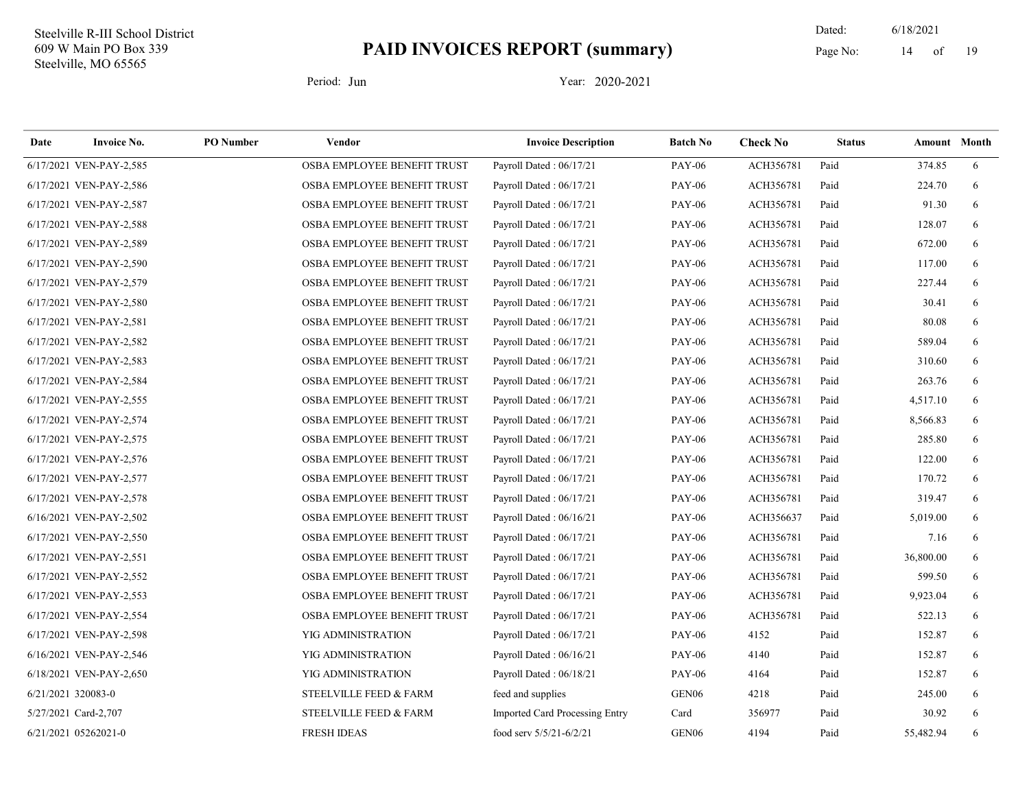Steelville R-III School District
609 W Main PO Box 339
Steelville, MO 65565

# PAID INVOICES REPORT (summary)

Dated: 6/18/2021

Period: Jun Year: 2020-2021

| Date | Invoice No. | PO Number | Vendor | Invoice Description | Batch No | Check No | Status | Amount | Month |
|---|---|---|---|---|---|---|---|---|---|
| 6/17/2021 | VEN-PAY-2,585 | | OSBA EMPLOYEE BENEFIT TRUST | Payroll Dated : 06/17/21 | PAY-06 | ACH356781 | Paid | 374.85 | 6 |
| 6/17/2021 | VEN-PAY-2,586 | | OSBA EMPLOYEE BENEFIT TRUST | Payroll Dated : 06/17/21 | PAY-06 | ACH356781 | Paid | 224.70 | 6 |
| 6/17/2021 | VEN-PAY-2,587 | | OSBA EMPLOYEE BENEFIT TRUST | Payroll Dated : 06/17/21 | PAY-06 | ACH356781 | Paid | 91.30 | 6 |
| 6/17/2021 | VEN-PAY-2,588 | | OSBA EMPLOYEE BENEFIT TRUST | Payroll Dated : 06/17/21 | PAY-06 | ACH356781 | Paid | 128.07 | 6 |
| 6/17/2021 | VEN-PAY-2,589 | | OSBA EMPLOYEE BENEFIT TRUST | Payroll Dated : 06/17/21 | PAY-06 | ACH356781 | Paid | 672.00 | 6 |
| 6/17/2021 | VEN-PAY-2,590 | | OSBA EMPLOYEE BENEFIT TRUST | Payroll Dated : 06/17/21 | PAY-06 | ACH356781 | Paid | 117.00 | 6 |
| 6/17/2021 | VEN-PAY-2,579 | | OSBA EMPLOYEE BENEFIT TRUST | Payroll Dated : 06/17/21 | PAY-06 | ACH356781 | Paid | 227.44 | 6 |
| 6/17/2021 | VEN-PAY-2,580 | | OSBA EMPLOYEE BENEFIT TRUST | Payroll Dated : 06/17/21 | PAY-06 | ACH356781 | Paid | 30.41 | 6 |
| 6/17/2021 | VEN-PAY-2,581 | | OSBA EMPLOYEE BENEFIT TRUST | Payroll Dated : 06/17/21 | PAY-06 | ACH356781 | Paid | 80.08 | 6 |
| 6/17/2021 | VEN-PAY-2,582 | | OSBA EMPLOYEE BENEFIT TRUST | Payroll Dated : 06/17/21 | PAY-06 | ACH356781 | Paid | 589.04 | 6 |
| 6/17/2021 | VEN-PAY-2,583 | | OSBA EMPLOYEE BENEFIT TRUST | Payroll Dated : 06/17/21 | PAY-06 | ACH356781 | Paid | 310.60 | 6 |
| 6/17/2021 | VEN-PAY-2,584 | | OSBA EMPLOYEE BENEFIT TRUST | Payroll Dated : 06/17/21 | PAY-06 | ACH356781 | Paid | 263.76 | 6 |
| 6/17/2021 | VEN-PAY-2,555 | | OSBA EMPLOYEE BENEFIT TRUST | Payroll Dated : 06/17/21 | PAY-06 | ACH356781 | Paid | 4,517.10 | 6 |
| 6/17/2021 | VEN-PAY-2,574 | | OSBA EMPLOYEE BENEFIT TRUST | Payroll Dated : 06/17/21 | PAY-06 | ACH356781 | Paid | 8,566.83 | 6 |
| 6/17/2021 | VEN-PAY-2,575 | | OSBA EMPLOYEE BENEFIT TRUST | Payroll Dated : 06/17/21 | PAY-06 | ACH356781 | Paid | 285.80 | 6 |
| 6/17/2021 | VEN-PAY-2,576 | | OSBA EMPLOYEE BENEFIT TRUST | Payroll Dated : 06/17/21 | PAY-06 | ACH356781 | Paid | 122.00 | 6 |
| 6/17/2021 | VEN-PAY-2,577 | | OSBA EMPLOYEE BENEFIT TRUST | Payroll Dated : 06/17/21 | PAY-06 | ACH356781 | Paid | 170.72 | 6 |
| 6/17/2021 | VEN-PAY-2,578 | | OSBA EMPLOYEE BENEFIT TRUST | Payroll Dated : 06/17/21 | PAY-06 | ACH356781 | Paid | 319.47 | 6 |
| 6/16/2021 | VEN-PAY-2,502 | | OSBA EMPLOYEE BENEFIT TRUST | Payroll Dated : 06/16/21 | PAY-06 | ACH356637 | Paid | 5,019.00 | 6 |
| 6/17/2021 | VEN-PAY-2,550 | | OSBA EMPLOYEE BENEFIT TRUST | Payroll Dated : 06/17/21 | PAY-06 | ACH356781 | Paid | 7.16 | 6 |
| 6/17/2021 | VEN-PAY-2,551 | | OSBA EMPLOYEE BENEFIT TRUST | Payroll Dated : 06/17/21 | PAY-06 | ACH356781 | Paid | 36,800.00 | 6 |
| 6/17/2021 | VEN-PAY-2,552 | | OSBA EMPLOYEE BENEFIT TRUST | Payroll Dated : 06/17/21 | PAY-06 | ACH356781 | Paid | 599.50 | 6 |
| 6/17/2021 | VEN-PAY-2,553 | | OSBA EMPLOYEE BENEFIT TRUST | Payroll Dated : 06/17/21 | PAY-06 | ACH356781 | Paid | 9,923.04 | 6 |
| 6/17/2021 | VEN-PAY-2,554 | | OSBA EMPLOYEE BENEFIT TRUST | Payroll Dated : 06/17/21 | PAY-06 | ACH356781 | Paid | 522.13 | 6 |
| 6/17/2021 | VEN-PAY-2,598 | | YIG ADMINISTRATION | Payroll Dated : 06/17/21 | PAY-06 | 4152 | Paid | 152.87 | 6 |
| 6/16/2021 | VEN-PAY-2,546 | | YIG ADMINISTRATION | Payroll Dated : 06/16/21 | PAY-06 | 4140 | Paid | 152.87 | 6 |
| 6/18/2021 | VEN-PAY-2,650 | | YIG ADMINISTRATION | Payroll Dated : 06/18/21 | PAY-06 | 4164 | Paid | 152.87 | 6 |
| 6/21/2021 | 320083-0 | | STEELVILLE FEED & FARM | feed and supplies | GEN06 | 4218 | Paid | 245.00 | 6 |
| 5/27/2021 | Card-2,707 | | STEELVILLE FEED & FARM | Imported Card Processing Entry | Card | 356977 | Paid | 30.92 | 6 |
| 6/21/2021 | 05262021-0 | | FRESH IDEAS | food serv 5/5/21-6/2/21 | GEN06 | 4194 | Paid | 55,482.94 | 6 |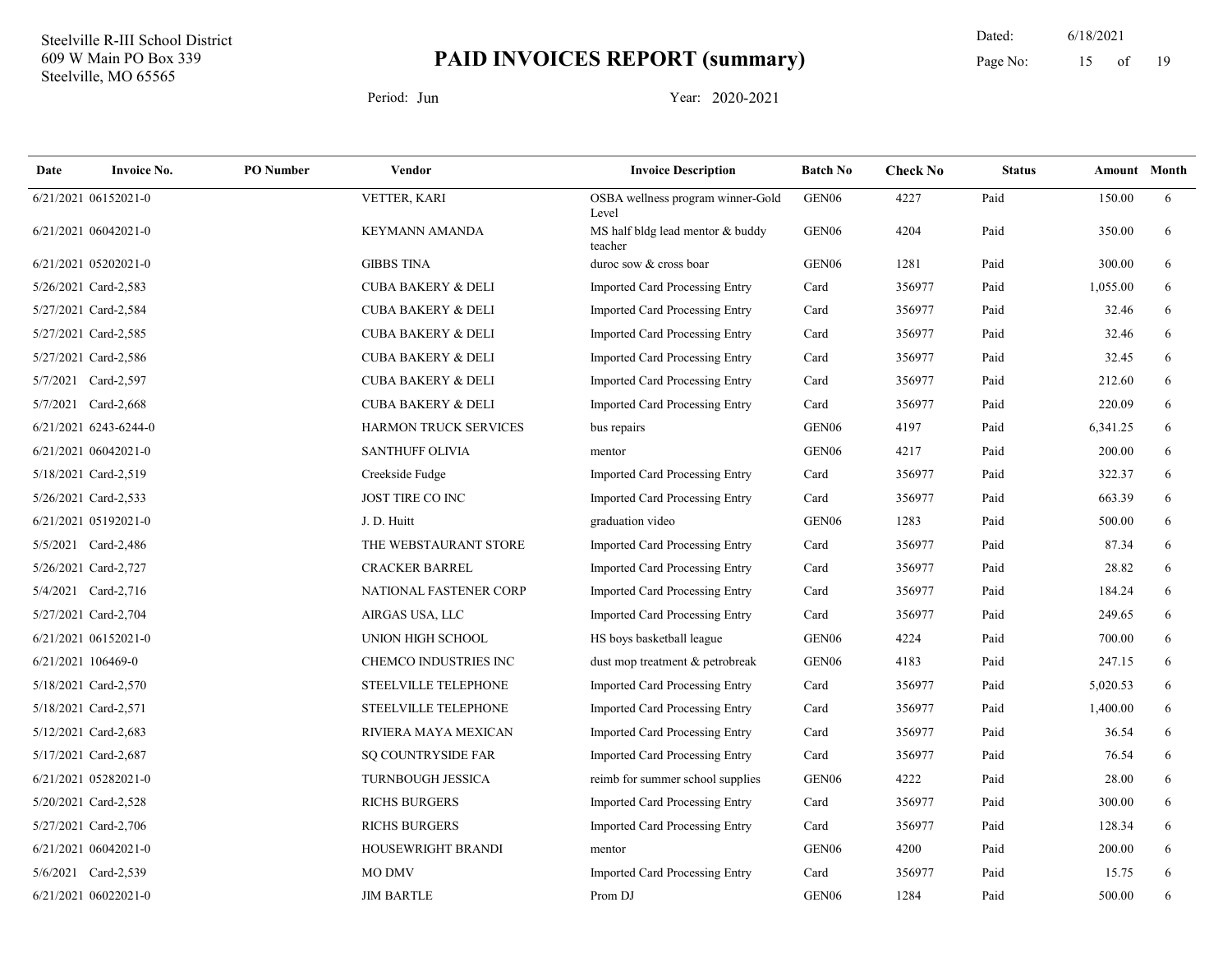Steelville R-III School District
609 W Main PO Box 339
Steelville, MO 65565

# PAID INVOICES REPORT (summary)

Dated: 6/18/2021

Period: Jun    Year: 2020-2021

| Date | Invoice No. | PO Number | Vendor | Invoice Description | Batch No | Check No | Status | Amount | Month |
|---|---|---|---|---|---|---|---|---|---|
| 6/21/2021 | 06152021-0 | | VETTER, KARI | OSBA wellness program winner-Gold Level | GEN06 | 4227 | Paid | 150.00 | 6 |
| 6/21/2021 | 06042021-0 | | KEYMANN AMANDA | MS half bldg lead mentor & buddy teacher | GEN06 | 4204 | Paid | 350.00 | 6 |
| 6/21/2021 | 05202021-0 | | GIBBS TINA | duroc sow & cross boar | GEN06 | 1281 | Paid | 300.00 | 6 |
| 5/26/2021 | Card-2,583 | | CUBA BAKERY & DELI | Imported Card Processing Entry | Card | 356977 | Paid | 1,055.00 | 6 |
| 5/27/2021 | Card-2,584 | | CUBA BAKERY & DELI | Imported Card Processing Entry | Card | 356977 | Paid | 32.46 | 6 |
| 5/27/2021 | Card-2,585 | | CUBA BAKERY & DELI | Imported Card Processing Entry | Card | 356977 | Paid | 32.46 | 6 |
| 5/27/2021 | Card-2,586 | | CUBA BAKERY & DELI | Imported Card Processing Entry | Card | 356977 | Paid | 32.45 | 6 |
| 5/7/2021 | Card-2,597 | | CUBA BAKERY & DELI | Imported Card Processing Entry | Card | 356977 | Paid | 212.60 | 6 |
| 5/7/2021 | Card-2,668 | | CUBA BAKERY & DELI | Imported Card Processing Entry | Card | 356977 | Paid | 220.09 | 6 |
| 6/21/2021 | 6243-6244-0 | | HARMON TRUCK SERVICES | bus repairs | GEN06 | 4197 | Paid | 6,341.25 | 6 |
| 6/21/2021 | 06042021-0 | | SANTHUFF OLIVIA | mentor | GEN06 | 4217 | Paid | 200.00 | 6 |
| 5/18/2021 | Card-2,519 | | Creekside Fudge | Imported Card Processing Entry | Card | 356977 | Paid | 322.37 | 6 |
| 5/26/2021 | Card-2,533 | | JOST TIRE CO INC | Imported Card Processing Entry | Card | 356977 | Paid | 663.39 | 6 |
| 6/21/2021 | 05192021-0 | | J. D. Huitt | graduation video | GEN06 | 1283 | Paid | 500.00 | 6 |
| 5/5/2021 | Card-2,486 | | THE WEBSTAURANT STORE | Imported Card Processing Entry | Card | 356977 | Paid | 87.34 | 6 |
| 5/26/2021 | Card-2,727 | | CRACKER BARREL | Imported Card Processing Entry | Card | 356977 | Paid | 28.82 | 6 |
| 5/4/2021 | Card-2,716 | | NATIONAL FASTENER CORP | Imported Card Processing Entry | Card | 356977 | Paid | 184.24 | 6 |
| 5/27/2021 | Card-2,704 | | AIRGAS USA, LLC | Imported Card Processing Entry | Card | 356977 | Paid | 249.65 | 6 |
| 6/21/2021 | 06152021-0 | | UNION HIGH SCHOOL | HS boys basketball league | GEN06 | 4224 | Paid | 700.00 | 6 |
| 6/21/2021 | 106469-0 | | CHEMCO INDUSTRIES INC | dust mop treatment & petrobreak | GEN06 | 4183 | Paid | 247.15 | 6 |
| 5/18/2021 | Card-2,570 | | STEELVILLE TELEPHONE | Imported Card Processing Entry | Card | 356977 | Paid | 5,020.53 | 6 |
| 5/18/2021 | Card-2,571 | | STEELVILLE TELEPHONE | Imported Card Processing Entry | Card | 356977 | Paid | 1,400.00 | 6 |
| 5/12/2021 | Card-2,683 | | RIVIERA MAYA MEXICAN | Imported Card Processing Entry | Card | 356977 | Paid | 36.54 | 6 |
| 5/17/2021 | Card-2,687 | | SQ COUNTRYSIDE FAR | Imported Card Processing Entry | Card | 356977 | Paid | 76.54 | 6 |
| 6/21/2021 | 05282021-0 | | TURNBOUGH JESSICA | reimb for summer school supplies | GEN06 | 4222 | Paid | 28.00 | 6 |
| 5/20/2021 | Card-2,528 | | RICHS BURGERS | Imported Card Processing Entry | Card | 356977 | Paid | 300.00 | 6 |
| 5/27/2021 | Card-2,706 | | RICHS BURGERS | Imported Card Processing Entry | Card | 356977 | Paid | 128.34 | 6 |
| 6/21/2021 | 06042021-0 | | HOUSEWRIGHT BRANDI | mentor | GEN06 | 4200 | Paid | 200.00 | 6 |
| 5/6/2021 | Card-2,539 | | MO DMV | Imported Card Processing Entry | Card | 356977 | Paid | 15.75 | 6 |
| 6/21/2021 | 06022021-0 | | JIM BARTLE | Prom DJ | GEN06 | 1284 | Paid | 500.00 | 6 |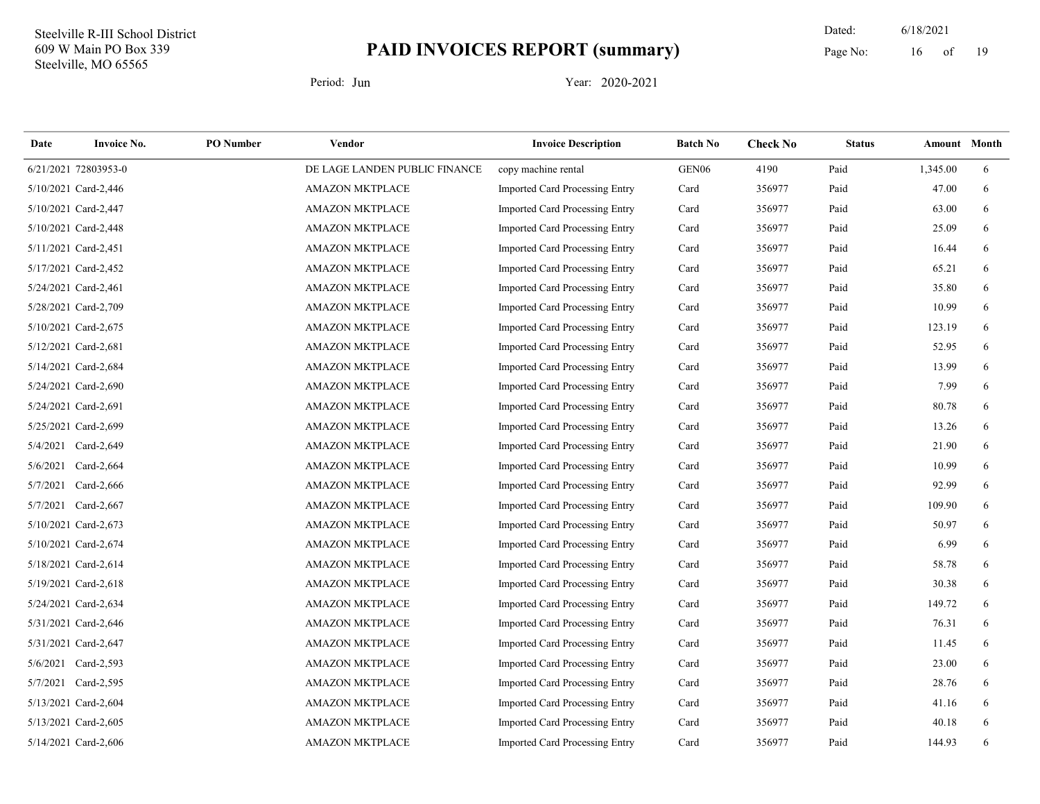Steelville R-III School District
609 W Main PO Box 339
Steelville, MO 65565

# PAID INVOICES REPORT (summary)

Dated: 6/18/2021

Period: Jun    Year: 2020-2021

| Date | Invoice No. | PO Number | Vendor | Invoice Description | Batch No | Check No | Status | Amount | Month |
|---|---|---|---|---|---|---|---|---|---|
| 6/21/2021 | 72803953-0 | | DE LAGE LANDEN PUBLIC FINANCE | copy machine rental | GEN06 | 4190 | Paid | 1,345.00 | 6 |
| 5/10/2021 | Card-2,446 | | AMAZON MKTPLACE | Imported Card Processing Entry | Card | 356977 | Paid | 47.00 | 6 |
| 5/10/2021 | Card-2,447 | | AMAZON MKTPLACE | Imported Card Processing Entry | Card | 356977 | Paid | 63.00 | 6 |
| 5/10/2021 | Card-2,448 | | AMAZON MKTPLACE | Imported Card Processing Entry | Card | 356977 | Paid | 25.09 | 6 |
| 5/11/2021 | Card-2,451 | | AMAZON MKTPLACE | Imported Card Processing Entry | Card | 356977 | Paid | 16.44 | 6 |
| 5/17/2021 | Card-2,452 | | AMAZON MKTPLACE | Imported Card Processing Entry | Card | 356977 | Paid | 65.21 | 6 |
| 5/24/2021 | Card-2,461 | | AMAZON MKTPLACE | Imported Card Processing Entry | Card | 356977 | Paid | 35.80 | 6 |
| 5/28/2021 | Card-2,709 | | AMAZON MKTPLACE | Imported Card Processing Entry | Card | 356977 | Paid | 10.99 | 6 |
| 5/10/2021 | Card-2,675 | | AMAZON MKTPLACE | Imported Card Processing Entry | Card | 356977 | Paid | 123.19 | 6 |
| 5/12/2021 | Card-2,681 | | AMAZON MKTPLACE | Imported Card Processing Entry | Card | 356977 | Paid | 52.95 | 6 |
| 5/14/2021 | Card-2,684 | | AMAZON MKTPLACE | Imported Card Processing Entry | Card | 356977 | Paid | 13.99 | 6 |
| 5/24/2021 | Card-2,690 | | AMAZON MKTPLACE | Imported Card Processing Entry | Card | 356977 | Paid | 7.99 | 6 |
| 5/24/2021 | Card-2,691 | | AMAZON MKTPLACE | Imported Card Processing Entry | Card | 356977 | Paid | 80.78 | 6 |
| 5/25/2021 | Card-2,699 | | AMAZON MKTPLACE | Imported Card Processing Entry | Card | 356977 | Paid | 13.26 | 6 |
| 5/4/2021 | Card-2,649 | | AMAZON MKTPLACE | Imported Card Processing Entry | Card | 356977 | Paid | 21.90 | 6 |
| 5/6/2021 | Card-2,664 | | AMAZON MKTPLACE | Imported Card Processing Entry | Card | 356977 | Paid | 10.99 | 6 |
| 5/7/2021 | Card-2,666 | | AMAZON MKTPLACE | Imported Card Processing Entry | Card | 356977 | Paid | 92.99 | 6 |
| 5/7/2021 | Card-2,667 | | AMAZON MKTPLACE | Imported Card Processing Entry | Card | 356977 | Paid | 109.90 | 6 |
| 5/10/2021 | Card-2,673 | | AMAZON MKTPLACE | Imported Card Processing Entry | Card | 356977 | Paid | 50.97 | 6 |
| 5/10/2021 | Card-2,674 | | AMAZON MKTPLACE | Imported Card Processing Entry | Card | 356977 | Paid | 6.99 | 6 |
| 5/18/2021 | Card-2,614 | | AMAZON MKTPLACE | Imported Card Processing Entry | Card | 356977 | Paid | 58.78 | 6 |
| 5/19/2021 | Card-2,618 | | AMAZON MKTPLACE | Imported Card Processing Entry | Card | 356977 | Paid | 30.38 | 6 |
| 5/24/2021 | Card-2,634 | | AMAZON MKTPLACE | Imported Card Processing Entry | Card | 356977 | Paid | 149.72 | 6 |
| 5/31/2021 | Card-2,646 | | AMAZON MKTPLACE | Imported Card Processing Entry | Card | 356977 | Paid | 76.31 | 6 |
| 5/31/2021 | Card-2,647 | | AMAZON MKTPLACE | Imported Card Processing Entry | Card | 356977 | Paid | 11.45 | 6 |
| 5/6/2021 | Card-2,593 | | AMAZON MKTPLACE | Imported Card Processing Entry | Card | 356977 | Paid | 23.00 | 6 |
| 5/7/2021 | Card-2,595 | | AMAZON MKTPLACE | Imported Card Processing Entry | Card | 356977 | Paid | 28.76 | 6 |
| 5/13/2021 | Card-2,604 | | AMAZON MKTPLACE | Imported Card Processing Entry | Card | 356977 | Paid | 41.16 | 6 |
| 5/13/2021 | Card-2,605 | | AMAZON MKTPLACE | Imported Card Processing Entry | Card | 356977 | Paid | 40.18 | 6 |
| 5/14/2021 | Card-2,606 | | AMAZON MKTPLACE | Imported Card Processing Entry | Card | 356977 | Paid | 144.93 | 6 |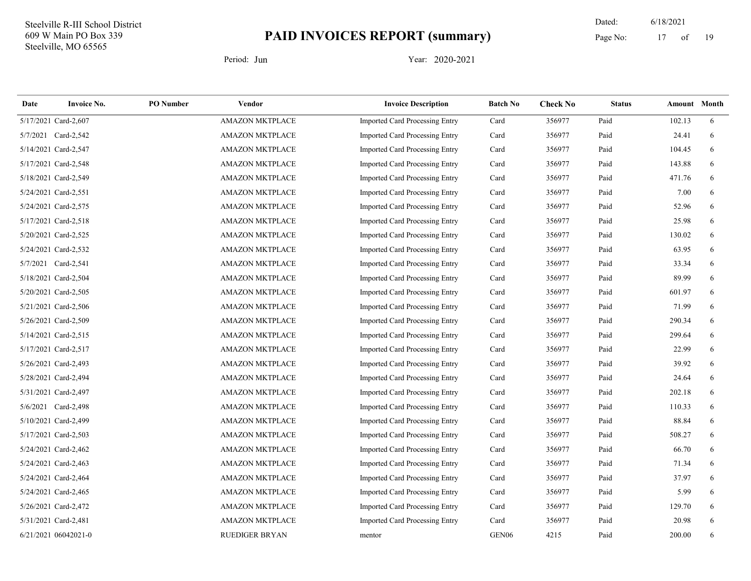Steelville R-III School District
609 W Main PO Box 339
Steelville, MO 65565

# PAID INVOICES REPORT (summary)

Dated: 6/18/2021

Period: Jun    Year: 2020-2021

| Date | Invoice No. | PO Number | Vendor | Invoice Description | Batch No | Check No | Status | Amount | Month |
|---|---|---|---|---|---|---|---|---|---|
| 5/17/2021 | Card-2,607 | | AMAZON MKTPLACE | Imported Card Processing Entry | Card | 356977 | Paid | 102.13 | 6 |
| 5/7/2021 | Card-2,542 | | AMAZON MKTPLACE | Imported Card Processing Entry | Card | 356977 | Paid | 24.41 | 6 |
| 5/14/2021 | Card-2,547 | | AMAZON MKTPLACE | Imported Card Processing Entry | Card | 356977 | Paid | 104.45 | 6 |
| 5/17/2021 | Card-2,548 | | AMAZON MKTPLACE | Imported Card Processing Entry | Card | 356977 | Paid | 143.88 | 6 |
| 5/18/2021 | Card-2,549 | | AMAZON MKTPLACE | Imported Card Processing Entry | Card | 356977 | Paid | 471.76 | 6 |
| 5/24/2021 | Card-2,551 | | AMAZON MKTPLACE | Imported Card Processing Entry | Card | 356977 | Paid | 7.00 | 6 |
| 5/24/2021 | Card-2,575 | | AMAZON MKTPLACE | Imported Card Processing Entry | Card | 356977 | Paid | 52.96 | 6 |
| 5/17/2021 | Card-2,518 | | AMAZON MKTPLACE | Imported Card Processing Entry | Card | 356977 | Paid | 25.98 | 6 |
| 5/20/2021 | Card-2,525 | | AMAZON MKTPLACE | Imported Card Processing Entry | Card | 356977 | Paid | 130.02 | 6 |
| 5/24/2021 | Card-2,532 | | AMAZON MKTPLACE | Imported Card Processing Entry | Card | 356977 | Paid | 63.95 | 6 |
| 5/7/2021 | Card-2,541 | | AMAZON MKTPLACE | Imported Card Processing Entry | Card | 356977 | Paid | 33.34 | 6 |
| 5/18/2021 | Card-2,504 | | AMAZON MKTPLACE | Imported Card Processing Entry | Card | 356977 | Paid | 89.99 | 6 |
| 5/20/2021 | Card-2,505 | | AMAZON MKTPLACE | Imported Card Processing Entry | Card | 356977 | Paid | 601.97 | 6 |
| 5/21/2021 | Card-2,506 | | AMAZON MKTPLACE | Imported Card Processing Entry | Card | 356977 | Paid | 71.99 | 6 |
| 5/26/2021 | Card-2,509 | | AMAZON MKTPLACE | Imported Card Processing Entry | Card | 356977 | Paid | 290.34 | 6 |
| 5/14/2021 | Card-2,515 | | AMAZON MKTPLACE | Imported Card Processing Entry | Card | 356977 | Paid | 299.64 | 6 |
| 5/17/2021 | Card-2,517 | | AMAZON MKTPLACE | Imported Card Processing Entry | Card | 356977 | Paid | 22.99 | 6 |
| 5/26/2021 | Card-2,493 | | AMAZON MKTPLACE | Imported Card Processing Entry | Card | 356977 | Paid | 39.92 | 6 |
| 5/28/2021 | Card-2,494 | | AMAZON MKTPLACE | Imported Card Processing Entry | Card | 356977 | Paid | 24.64 | 6 |
| 5/31/2021 | Card-2,497 | | AMAZON MKTPLACE | Imported Card Processing Entry | Card | 356977 | Paid | 202.18 | 6 |
| 5/6/2021 | Card-2,498 | | AMAZON MKTPLACE | Imported Card Processing Entry | Card | 356977 | Paid | 110.33 | 6 |
| 5/10/2021 | Card-2,499 | | AMAZON MKTPLACE | Imported Card Processing Entry | Card | 356977 | Paid | 88.84 | 6 |
| 5/17/2021 | Card-2,503 | | AMAZON MKTPLACE | Imported Card Processing Entry | Card | 356977 | Paid | 508.27 | 6 |
| 5/24/2021 | Card-2,462 | | AMAZON MKTPLACE | Imported Card Processing Entry | Card | 356977 | Paid | 66.70 | 6 |
| 5/24/2021 | Card-2,463 | | AMAZON MKTPLACE | Imported Card Processing Entry | Card | 356977 | Paid | 71.34 | 6 |
| 5/24/2021 | Card-2,464 | | AMAZON MKTPLACE | Imported Card Processing Entry | Card | 356977 | Paid | 37.97 | 6 |
| 5/24/2021 | Card-2,465 | | AMAZON MKTPLACE | Imported Card Processing Entry | Card | 356977 | Paid | 5.99 | 6 |
| 5/26/2021 | Card-2,472 | | AMAZON MKTPLACE | Imported Card Processing Entry | Card | 356977 | Paid | 129.70 | 6 |
| 5/31/2021 | Card-2,481 | | AMAZON MKTPLACE | Imported Card Processing Entry | Card | 356977 | Paid | 20.98 | 6 |
| 6/21/2021 | 06042021-0 | | RUEDIGER BRYAN | mentor | GEN06 | 4215 | Paid | 200.00 | 6 |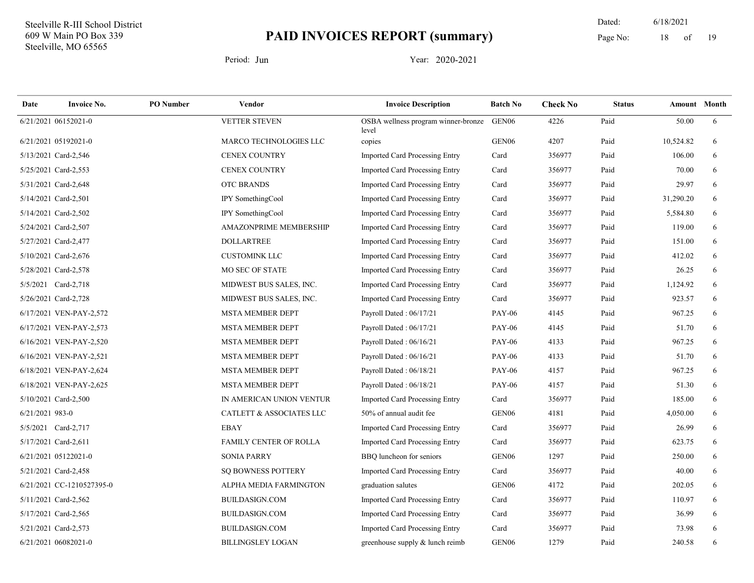Steelville R-III School District
609 W Main PO Box 339
Steelville, MO 65565

# PAID INVOICES REPORT (summary)

Dated: 6/18/2021

Period: Jun    Year: 2020-2021

| Date | Invoice No. | PO Number | Vendor | Invoice Description | Batch No | Check No | Status | Amount | Month |
|---|---|---|---|---|---|---|---|---|---|
| 6/21/2021 | 06152021-0 | | VETTER STEVEN | OSBA wellness program winner-bronze level | GEN06 | 4226 | Paid | 50.00 | 6 |
| 6/21/2021 | 05192021-0 | | MARCO TECHNOLOGIES LLC | copies | GEN06 | 4207 | Paid | 10,524.82 | 6 |
| 5/13/2021 | Card-2,546 | | CENEX COUNTRY | Imported Card Processing Entry | Card | 356977 | Paid | 106.00 | 6 |
| 5/25/2021 | Card-2,553 | | CENEX COUNTRY | Imported Card Processing Entry | Card | 356977 | Paid | 70.00 | 6 |
| 5/31/2021 | Card-2,648 | | OTC BRANDS | Imported Card Processing Entry | Card | 356977 | Paid | 29.97 | 6 |
| 5/14/2021 | Card-2,501 | | IPY SomethingCool | Imported Card Processing Entry | Card | 356977 | Paid | 31,290.20 | 6 |
| 5/14/2021 | Card-2,502 | | IPY SomethingCool | Imported Card Processing Entry | Card | 356977 | Paid | 5,584.80 | 6 |
| 5/24/2021 | Card-2,507 | | AMAZONPRIME MEMBERSHIP | Imported Card Processing Entry | Card | 356977 | Paid | 119.00 | 6 |
| 5/27/2021 | Card-2,477 | | DOLLARTREE | Imported Card Processing Entry | Card | 356977 | Paid | 151.00 | 6 |
| 5/10/2021 | Card-2,676 | | CUSTOMINK LLC | Imported Card Processing Entry | Card | 356977 | Paid | 412.02 | 6 |
| 5/28/2021 | Card-2,578 | | MO SEC OF STATE | Imported Card Processing Entry | Card | 356977 | Paid | 26.25 | 6 |
| 5/5/2021 | Card-2,718 | | MIDWEST BUS SALES, INC. | Imported Card Processing Entry | Card | 356977 | Paid | 1,124.92 | 6 |
| 5/26/2021 | Card-2,728 | | MIDWEST BUS SALES, INC. | Imported Card Processing Entry | Card | 356977 | Paid | 923.57 | 6 |
| 6/17/2021 | VEN-PAY-2,572 | | MSTA MEMBER DEPT | Payroll Dated : 06/17/21 | PAY-06 | 4145 | Paid | 967.25 | 6 |
| 6/17/2021 | VEN-PAY-2,573 | | MSTA MEMBER DEPT | Payroll Dated : 06/17/21 | PAY-06 | 4145 | Paid | 51.70 | 6 |
| 6/16/2021 | VEN-PAY-2,520 | | MSTA MEMBER DEPT | Payroll Dated : 06/16/21 | PAY-06 | 4133 | Paid | 967.25 | 6 |
| 6/16/2021 | VEN-PAY-2,521 | | MSTA MEMBER DEPT | Payroll Dated : 06/16/21 | PAY-06 | 4133 | Paid | 51.70 | 6 |
| 6/18/2021 | VEN-PAY-2,624 | | MSTA MEMBER DEPT | Payroll Dated : 06/18/21 | PAY-06 | 4157 | Paid | 967.25 | 6 |
| 6/18/2021 | VEN-PAY-2,625 | | MSTA MEMBER DEPT | Payroll Dated : 06/18/21 | PAY-06 | 4157 | Paid | 51.30 | 6 |
| 5/10/2021 | Card-2,500 | | IN AMERICAN UNION VENTUR | Imported Card Processing Entry | Card | 356977 | Paid | 185.00 | 6 |
| 6/21/2021 | 983-0 | | CATLETT & ASSOCIATES LLC | 50% of annual audit fee | GEN06 | 4181 | Paid | 4,050.00 | 6 |
| 5/5/2021 | Card-2,717 | | EBAY | Imported Card Processing Entry | Card | 356977 | Paid | 26.99 | 6 |
| 5/17/2021 | Card-2,611 | | FAMILY CENTER OF ROLLA | Imported Card Processing Entry | Card | 356977 | Paid | 623.75 | 6 |
| 6/21/2021 | 05122021-0 | | SONIA PARRY | BBQ luncheon for seniors | GEN06 | 1297 | Paid | 250.00 | 6 |
| 5/21/2021 | Card-2,458 | | SQ BOWNESS POTTERY | Imported Card Processing Entry | Card | 356977 | Paid | 40.00 | 6 |
| 6/21/2021 | CC-1210527395-0 | | ALPHA MEDIA FARMINGTON | graduation salutes | GEN06 | 4172 | Paid | 202.05 | 6 |
| 5/11/2021 | Card-2,562 | | BUILDASIGN.COM | Imported Card Processing Entry | Card | 356977 | Paid | 110.97 | 6 |
| 5/17/2021 | Card-2,565 | | BUILDASIGN.COM | Imported Card Processing Entry | Card | 356977 | Paid | 36.99 | 6 |
| 5/21/2021 | Card-2,573 | | BUILDASIGN.COM | Imported Card Processing Entry | Card | 356977 | Paid | 73.98 | 6 |
| 6/21/2021 | 06082021-0 | | BILLINGSLEY LOGAN | greenhouse supply & lunch reimb | GEN06 | 1279 | Paid | 240.58 | 6 |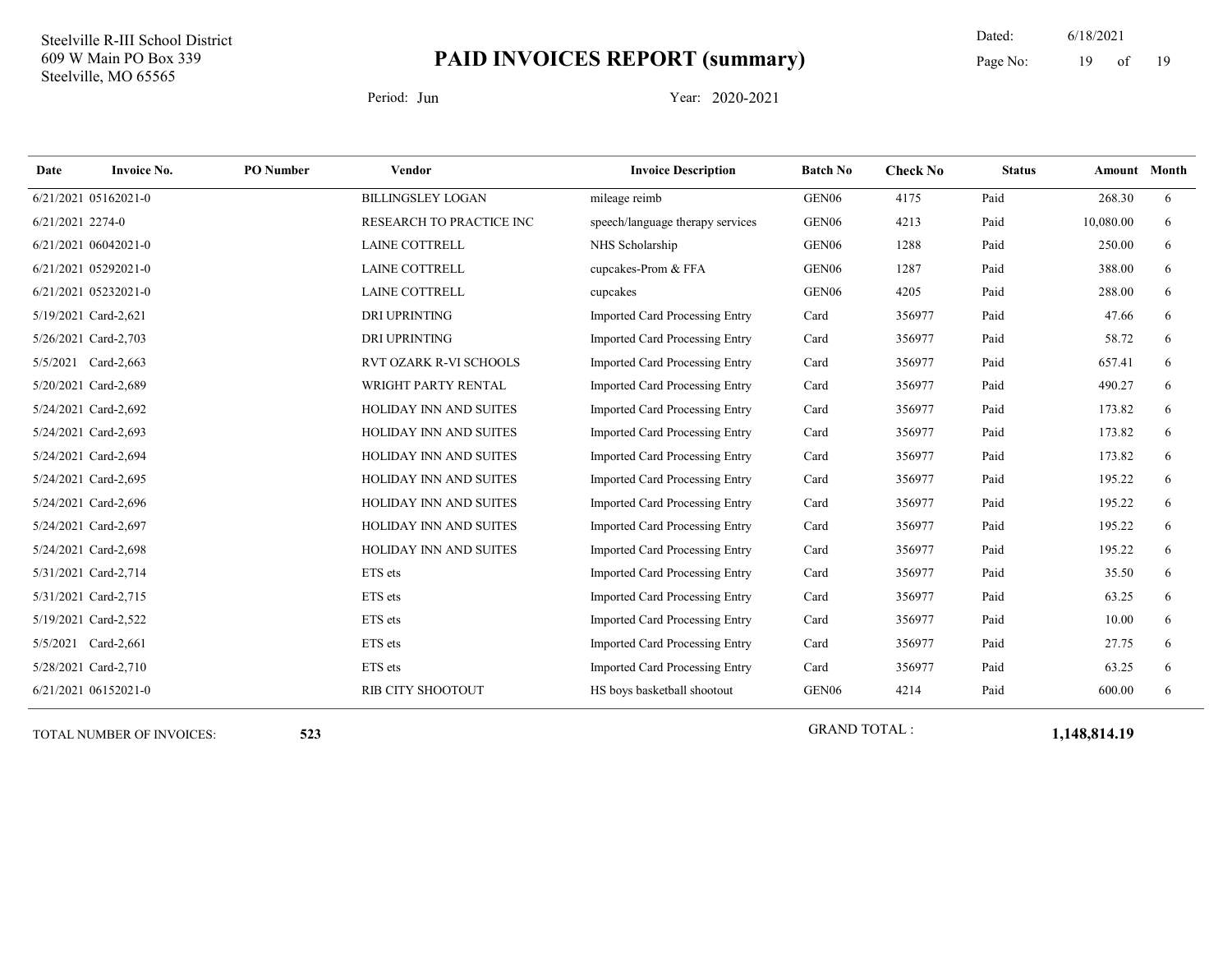Steelville R-III School District
609 W Main PO Box 339
Steelville, MO 65565

# PAID INVOICES REPORT (summary)

Dated: 6/18/2021

Period: Jun    Year: 2020-2021

| Date | Invoice No. | PO Number | Vendor | Invoice Description | Batch No | Check No | Status | Amount | Month |
|---|---|---|---|---|---|---|---|---|---|
| 6/21/2021 | 05162021-0 | | BILLINGSLEY LOGAN | mileage reimb | GEN06 | 4175 | Paid | 268.30 | 6 |
| 6/21/2021 | 2274-0 | | RESEARCH TO PRACTICE INC | speech/language therapy services | GEN06 | 4213 | Paid | 10,080.00 | 6 |
| 6/21/2021 | 06042021-0 | | LAINE COTTRELL | NHS Scholarship | GEN06 | 1288 | Paid | 250.00 | 6 |
| 6/21/2021 | 05292021-0 | | LAINE COTTRELL | cupcakes-Prom & FFA | GEN06 | 1287 | Paid | 388.00 | 6 |
| 6/21/2021 | 05232021-0 | | LAINE COTTRELL | cupcakes | GEN06 | 4205 | Paid | 288.00 | 6 |
| 5/19/2021 | Card-2,621 | | DRI UPRINTING | Imported Card Processing Entry | Card | 356977 | Paid | 47.66 | 6 |
| 5/26/2021 | Card-2,703 | | DRI UPRINTING | Imported Card Processing Entry | Card | 356977 | Paid | 58.72 | 6 |
| 5/5/2021 | Card-2,663 | | RVT OZARK R-VI SCHOOLS | Imported Card Processing Entry | Card | 356977 | Paid | 657.41 | 6 |
| 5/20/2021 | Card-2,689 | | WRIGHT PARTY RENTAL | Imported Card Processing Entry | Card | 356977 | Paid | 490.27 | 6 |
| 5/24/2021 | Card-2,692 | | HOLIDAY INN AND SUITES | Imported Card Processing Entry | Card | 356977 | Paid | 173.82 | 6 |
| 5/24/2021 | Card-2,693 | | HOLIDAY INN AND SUITES | Imported Card Processing Entry | Card | 356977 | Paid | 173.82 | 6 |
| 5/24/2021 | Card-2,694 | | HOLIDAY INN AND SUITES | Imported Card Processing Entry | Card | 356977 | Paid | 173.82 | 6 |
| 5/24/2021 | Card-2,695 | | HOLIDAY INN AND SUITES | Imported Card Processing Entry | Card | 356977 | Paid | 195.22 | 6 |
| 5/24/2021 | Card-2,696 | | HOLIDAY INN AND SUITES | Imported Card Processing Entry | Card | 356977 | Paid | 195.22 | 6 |
| 5/24/2021 | Card-2,697 | | HOLIDAY INN AND SUITES | Imported Card Processing Entry | Card | 356977 | Paid | 195.22 | 6 |
| 5/24/2021 | Card-2,698 | | HOLIDAY INN AND SUITES | Imported Card Processing Entry | Card | 356977 | Paid | 195.22 | 6 |
| 5/31/2021 | Card-2,714 | | ETS ets | Imported Card Processing Entry | Card | 356977 | Paid | 35.50 | 6 |
| 5/31/2021 | Card-2,715 | | ETS ets | Imported Card Processing Entry | Card | 356977 | Paid | 63.25 | 6 |
| 5/19/2021 | Card-2,522 | | ETS ets | Imported Card Processing Entry | Card | 356977 | Paid | 10.00 | 6 |
| 5/5/2021 | Card-2,661 | | ETS ets | Imported Card Processing Entry | Card | 356977 | Paid | 27.75 | 6 |
| 5/28/2021 | Card-2,710 | | ETS ets | Imported Card Processing Entry | Card | 356977 | Paid | 63.25 | 6 |
| 6/21/2021 | 06152021-0 | | RIB CITY SHOOTOUT | HS boys basketball shootout | GEN06 | 4214 | Paid | 600.00 | 6 |

TOTAL NUMBER OF INVOICES: **523**

GRAND TOTAL : **1,148,814.19**